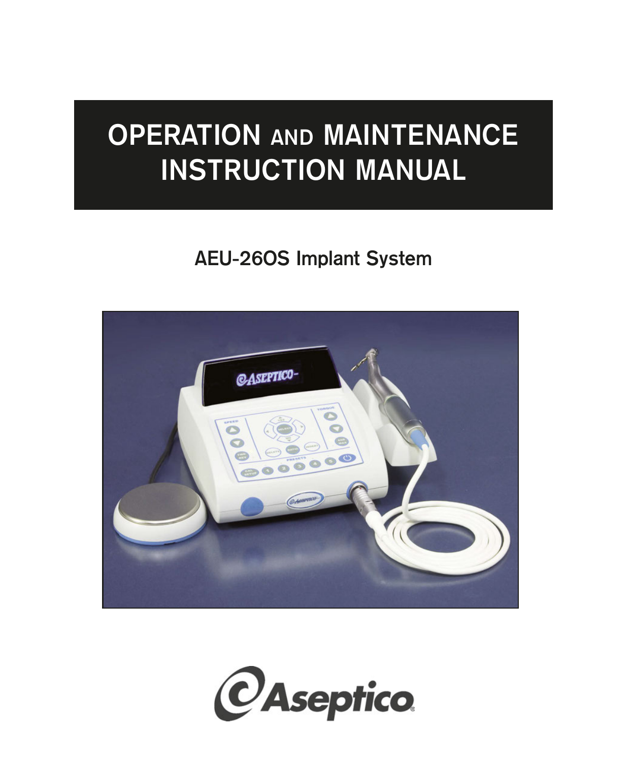# OPERATION AND MAINTENANCE INSTRUCTION MANUAL

## AEU-26OS Implant System

Aseptico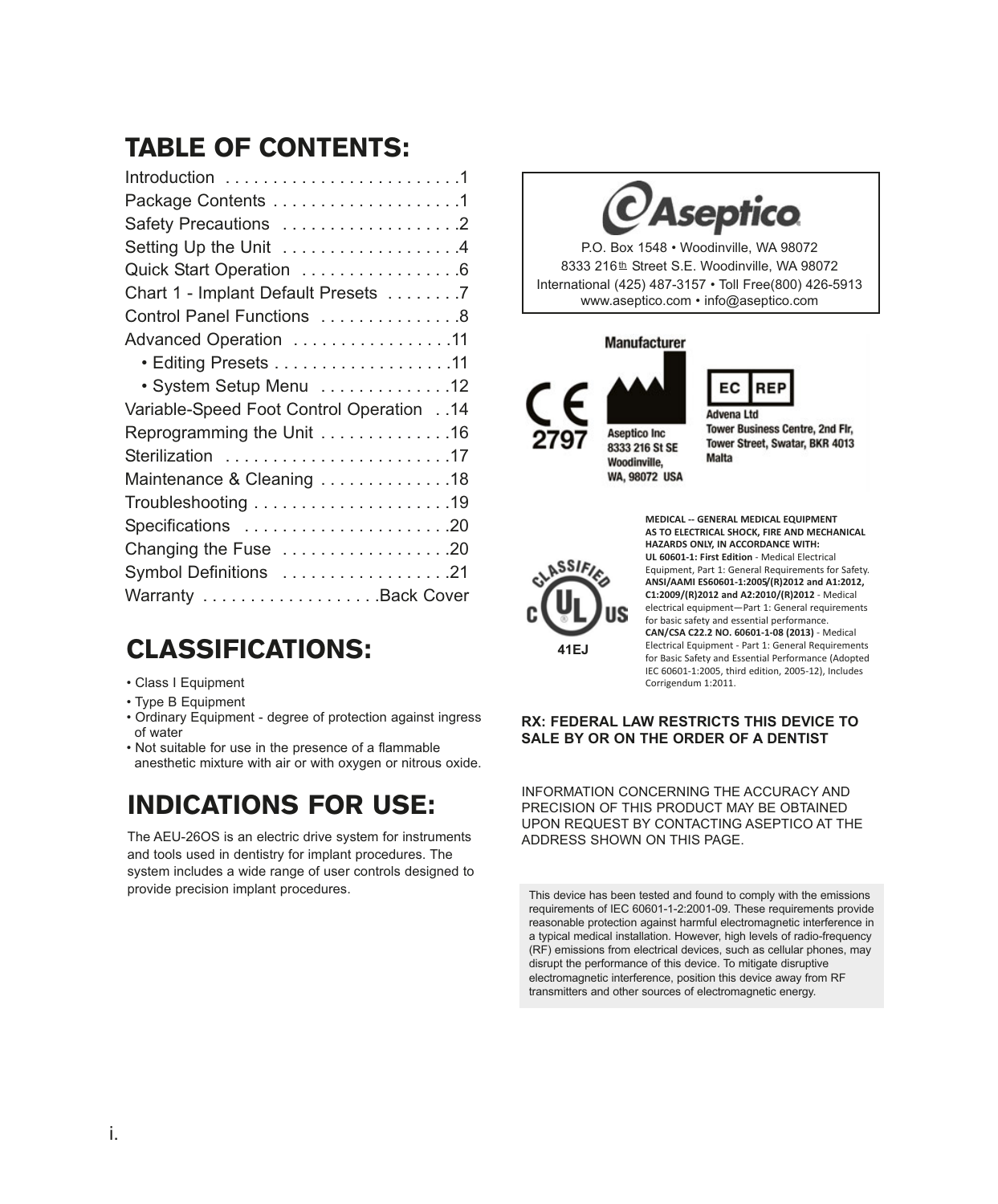# TABLE OF CONTENTS:

| Section | Page |
|---|---|
| Introduction | 1 |
| Package Contents | 1 |
| Safety Precautions | 2 |
| Setting Up the Unit | 4 |
| Quick Start Operation | 6 |
| Chart 1 - Implant Default Presets | 7 |
| Control Panel Functions | 8 |
| Advanced Operation | 11 |
| • Editing Presets | 11 |
| • System Setup Menu | 12 |
| Variable-Speed Foot Control Operation | 14 |
| Reprogramming the Unit | 16 |
| Sterilization | 17 |
| Maintenance & Cleaning | 18 |
| Troubleshooting | 19 |
| Specifications | 20 |
| Changing the Fuse | 20 |
| Symbol Definitions | 21 |
| Warranty | Back Cover |

# CLASSIFICATIONS:

- Class I Equipment
- Type B Equipment
- Ordinary Equipment - degree of protection against ingress of water
- Not suitable for use in the presence of a flammable anesthetic mixture with air or with oxygen or nitrous oxide.

# INDICATIONS FOR USE:

The AEU-26OS is an electric drive system for instruments and tools used in dentistry for implant procedures. The system includes a wide range of user controls designed to provide precision implant procedures.

Aseptico

P.O. Box 1548 • Woodinville, WA 98072
8333 216th Street S.E. Woodinville, WA 98072
International (425) 487-3157 • Toll Free(800) 426-5913
www.aseptico.com • info@aseptico.com

CE 2797

**Manufacturer**
Aseptico Inc
8333 216 St SE
Woodinville,
WA, 98072 USA

**EC REP**
Advena Ltd
Tower Business Centre, 2nd Flr,
Tower Street, Swatar, BKR 4013
Malta

CLASSIFIED c UL US
41EJ

**MEDICAL -- GENERAL MEDICAL EQUIPMENT AS TO ELECTRICAL SHOCK, FIRE AND MECHANICAL HAZARDS ONLY, IN ACCORDANCE WITH:**
**UL 60601-1: First Edition** - Medical Electrical Equipment, Part 1: General Requirements for Safety.
**ANSI/AAMI ES60601-1:2005/(R)2012 and A1:2012, C1:2009/(R)2012 and A2:2010/(R)2012** - Medical electrical equipment—Part 1: General requirements for basic safety and essential performance.
**CAN/CSA C22.2 NO. 60601-1-08 (2013)** - Medical Electrical Equipment - Part 1: General Requirements for Basic Safety and Essential Performance (Adopted IEC 60601-1:2005, third edition, 2005-12), Includes Corrigendum 1:2011.

**RX: FEDERAL LAW RESTRICTS THIS DEVICE TO SALE BY OR ON THE ORDER OF A DENTIST**

INFORMATION CONCERNING THE ACCURACY AND PRECISION OF THIS PRODUCT MAY BE OBTAINED UPON REQUEST BY CONTACTING ASEPTICO AT THE ADDRESS SHOWN ON THIS PAGE.

This device has been tested and found to comply with the emissions requirements of IEC 60601-1-2:2001-09. These requirements provide reasonable protection against harmful electromagnetic interference in a typical medical installation. However, high levels of radio-frequency (RF) emissions from electrical devices, such as cellular phones, may disrupt the performance of this device. To mitigate disruptive electromagnetic interference, position this device away from RF transmitters and other sources of electromagnetic energy.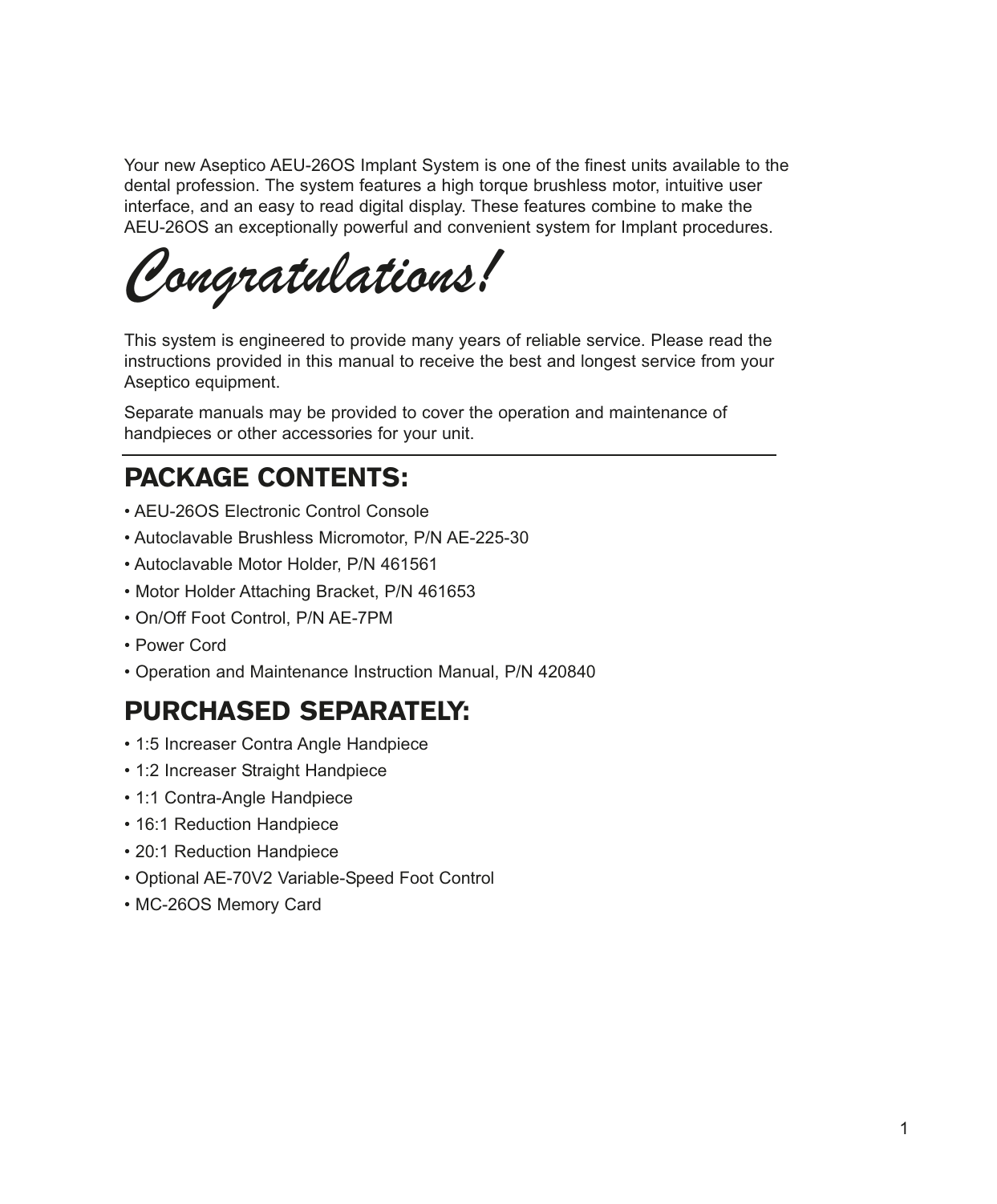Your new Aseptico AEU-26OS Implant System is one of the finest units available to the dental profession. The system features a high torque brushless motor, intuitive user interface, and an easy to read digital display. These features combine to make the AEU-26OS an exceptionally powerful and convenient system for Implant procedures.

# *Congratulations!*

This system is engineered to provide many years of reliable service. Please read the instructions provided in this manual to receive the best and longest service from your Aseptico equipment.

Separate manuals may be provided to cover the operation and maintenance of handpieces or other accessories for your unit.

## PACKAGE CONTENTS:

- AEU-26OS Electronic Control Console
- Autoclavable Brushless Micromotor, P/N AE-225-30
- Autoclavable Motor Holder, P/N 461561
- Motor Holder Attaching Bracket, P/N 461653
- On/Off Foot Control, P/N AE-7PM
- Power Cord
- Operation and Maintenance Instruction Manual, P/N 420840

## PURCHASED SEPARATELY:

- 1:5 Increaser Contra Angle Handpiece
- 1:2 Increaser Straight Handpiece
- 1:1 Contra-Angle Handpiece
- 16:1 Reduction Handpiece
- 20:1 Reduction Handpiece
- Optional AE-70V2 Variable-Speed Foot Control
- MC-26OS Memory Card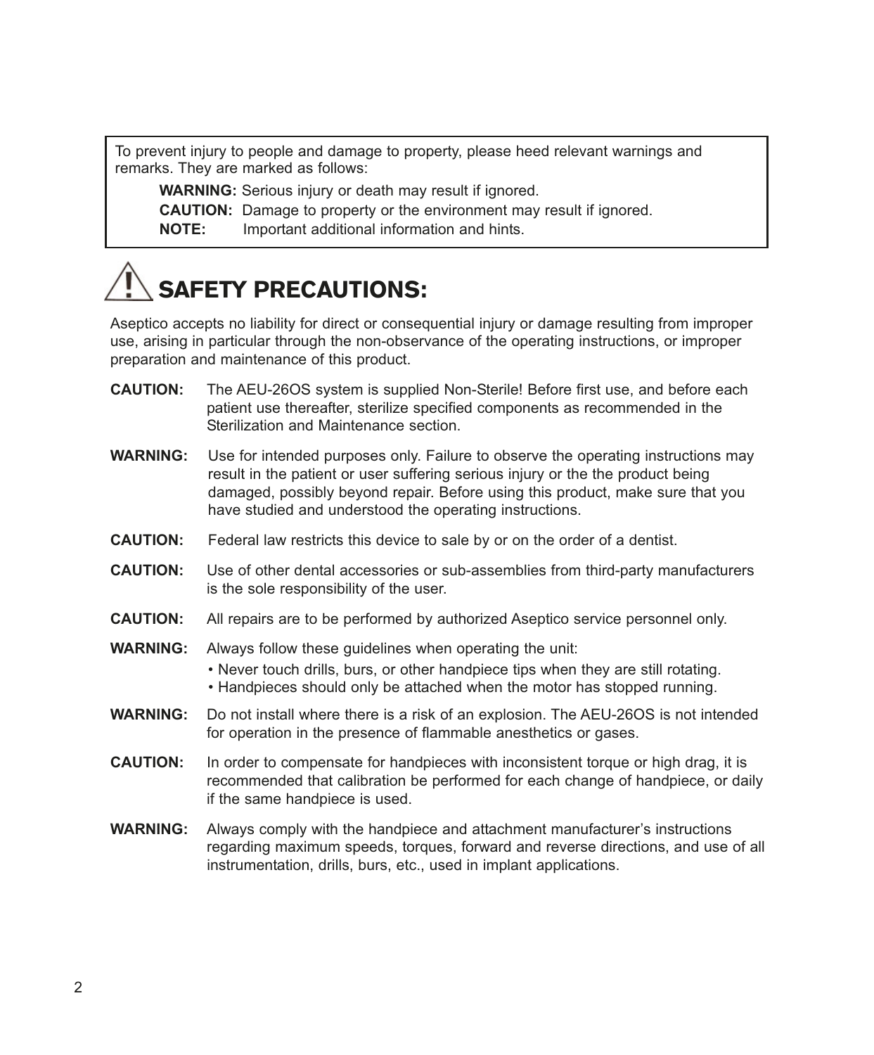To prevent injury to people and damage to property, please heed relevant warnings and remarks. They are marked as follows:

**WARNING:** Serious injury or death may result if ignored.
**CAUTION:** Damage to property or the environment may result if ignored.
**NOTE:** Important additional information and hints.

# SAFETY PRECAUTIONS:

Aseptico accepts no liability for direct or consequential injury or damage resulting from improper use, arising in particular through the non-observance of the operating instructions, or improper preparation and maintenance of this product.

**CAUTION:** The AEU-26OS system is supplied Non-Sterile! Before first use, and before each patient use thereafter, sterilize specified components as recommended in the Sterilization and Maintenance section.

**WARNING:** Use for intended purposes only. Failure to observe the operating instructions may result in the patient or user suffering serious injury or the the product being damaged, possibly beyond repair. Before using this product, make sure that you have studied and understood the operating instructions.

**CAUTION:** Federal law restricts this device to sale by or on the order of a dentist.

**CAUTION:** Use of other dental accessories or sub-assemblies from third-party manufacturers is the sole responsibility of the user.

**CAUTION:** All repairs are to be performed by authorized Aseptico service personnel only.

**WARNING:** Always follow these guidelines when operating the unit:

- Never touch drills, burs, or other handpiece tips when they are still rotating.
- Handpieces should only be attached when the motor has stopped running.

**WARNING:** Do not install where there is a risk of an explosion. The AEU-26OS is not intended for operation in the presence of flammable anesthetics or gases.

**CAUTION:** In order to compensate for handpieces with inconsistent torque or high drag, it is recommended that calibration be performed for each change of handpiece, or daily if the same handpiece is used.

**WARNING:** Always comply with the handpiece and attachment manufacturer's instructions regarding maximum speeds, torques, forward and reverse directions, and use of all instrumentation, drills, burs, etc., used in implant applications.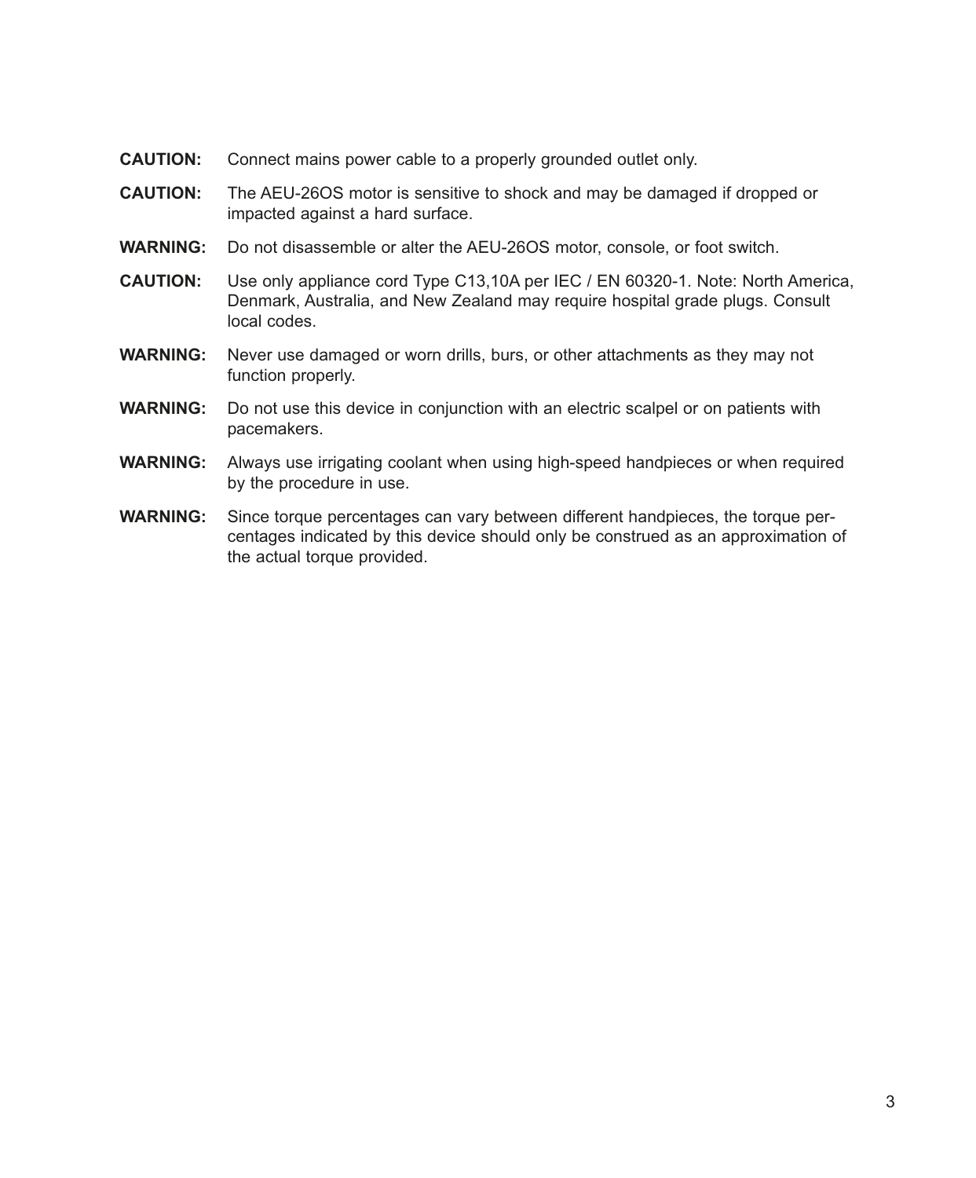**CAUTION:** Connect mains power cable to a properly grounded outlet only.

**CAUTION:** The AEU-26OS motor is sensitive to shock and may be damaged if dropped or impacted against a hard surface.

**WARNING:** Do not disassemble or alter the AEU-26OS motor, console, or foot switch.

**CAUTION:** Use only appliance cord Type C13,10A per IEC / EN 60320-1. Note: North America, Denmark, Australia, and New Zealand may require hospital grade plugs. Consult local codes.

**WARNING:** Never use damaged or worn drills, burs, or other attachments as they may not function properly.

**WARNING:** Do not use this device in conjunction with an electric scalpel or on patients with pacemakers.

**WARNING:** Always use irrigating coolant when using high-speed handpieces or when required by the procedure in use.

**WARNING:** Since torque percentages can vary between different handpieces, the torque percentages indicated by this device should only be construed as an approximation of the actual torque provided.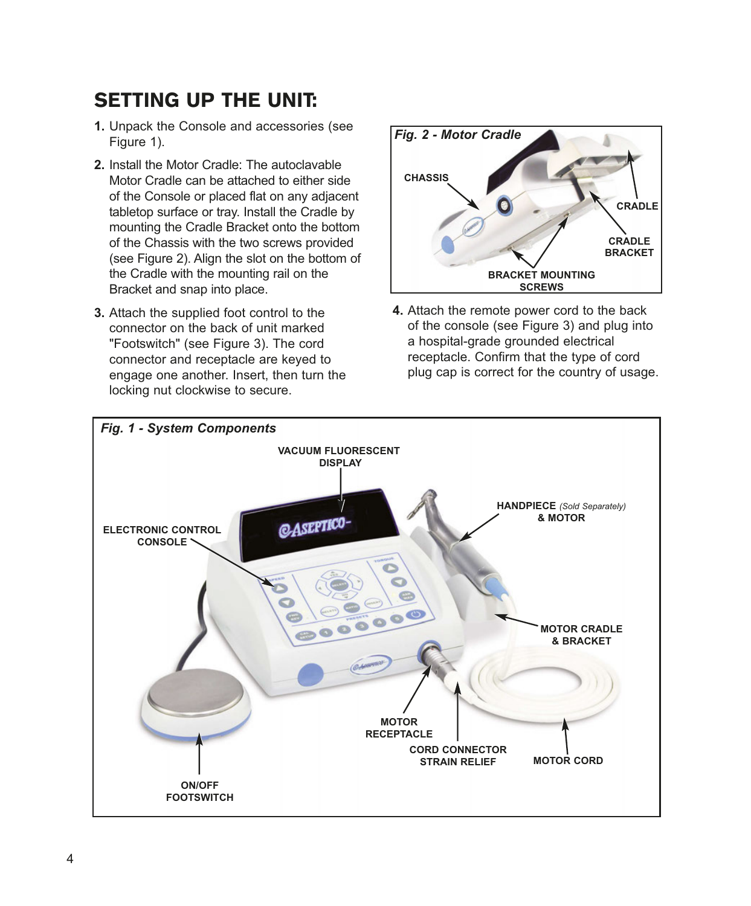# SETTING UP THE UNIT:

1. Unpack the Console and accessories (see Figure 1).

2. Install the Motor Cradle: The autoclavable Motor Cradle can be attached to either side of the Console or placed flat on any adjacent tabletop surface or tray. Install the Cradle by mounting the Cradle Bracket onto the bottom of the Chassis with the two screws provided (see Figure 2). Align the slot on the bottom of the Cradle with the mounting rail on the Bracket and snap into place.

3. Attach the supplied foot control to the connector on the back of unit marked "Footswitch" (see Figure 3). The cord connector and receptacle are keyed to engage one another. Insert, then turn the locking nut clockwise to secure.

*Fig. 2 - Motor Cradle*

CHASSIS

CRADLE

CRADLE BRACKET

BRACKET MOUNTING SCREWS

4. Attach the remote power cord to the back of the console (see Figure 3) and plug into a hospital-grade grounded electrical receptacle. Confirm that the type of cord plug cap is correct for the country of usage.

*Fig. 1 - System Components*

VACUUM FLUORESCENT DISPLAY

ELECTRONIC CONTROL CONSOLE

HANDPIECE *(Sold Separately)* & MOTOR

MOTOR CRADLE & BRACKET

MOTOR RECEPTACLE

CORD CONNECTOR STRAIN RELIEF

MOTOR CORD

ON/OFF FOOTSWITCH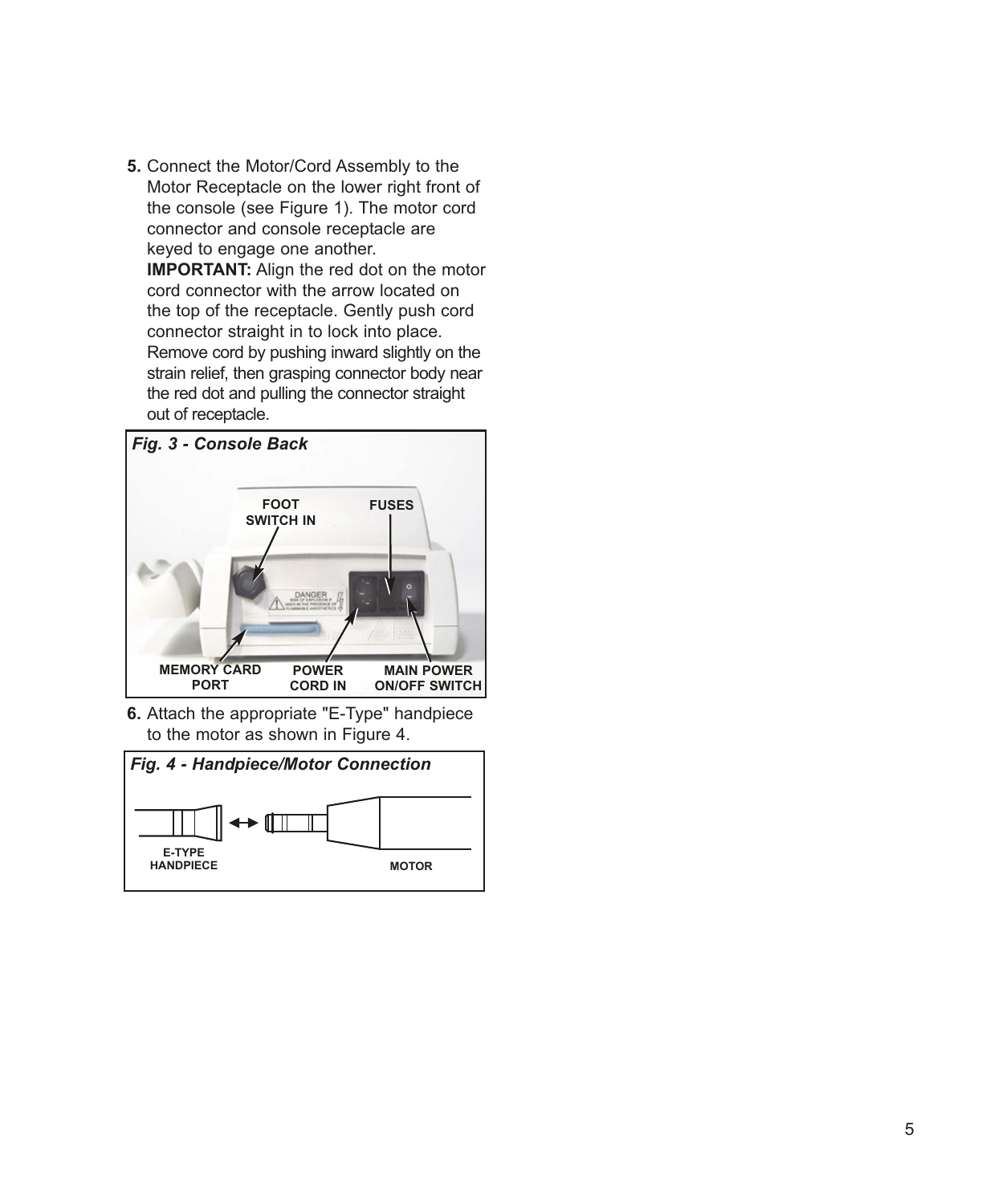5. Connect the Motor/Cord Assembly to the Motor Receptacle on the lower right front of the console (see Figure 1). The motor cord connector and console receptacle are keyed to engage one another.
   **IMPORTANT:** Align the red dot on the motor cord connector with the arrow located on the top of the receptacle. Gently push cord connector straight in to lock into place. Remove cord by pushing inward slightly on the strain relief, then grasping connector body near the red dot and pulling the connector straight out of receptacle.

***Fig. 3 - Console Back***

FOOT SWITCH IN | FUSES | MEMORY CARD PORT | POWER CORD IN | MAIN POWER ON/OFF SWITCH

6. Attach the appropriate "E-Type" handpiece to the motor as shown in Figure 4.

***Fig. 4 - Handpiece/Motor Connection***

E-TYPE HANDPIECE | MOTOR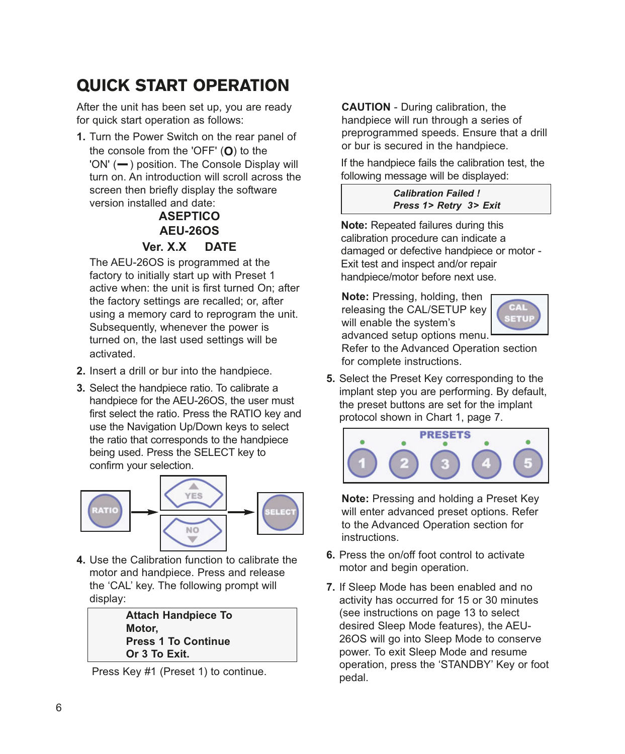# QUICK START OPERATION

After the unit has been set up, you are ready for quick start operation as follows:

1. Turn the Power Switch on the rear panel of the console from the 'OFF' (**O**) to the 'ON' (**—**) position. The Console Display will turn on. An introduction will scroll across the screen then briefly display the software version installed and date:

   **ASEPTICO**
   **AEU-26OS**
   **Ver. X.X DATE**

   The AEU-26OS is programmed at the factory to initially start up with Preset 1 active when: the unit is first turned On; after the factory settings are recalled; or, after using a memory card to reprogram the unit. Subsequently, whenever the power is turned on, the last used settings will be activated.

2. Insert a drill or bur into the handpiece.

3. Select the handpiece ratio. To calibrate a handpiece for the AEU-26OS, the user must first select the ratio. Press the RATIO key and use the Navigation Up/Down keys to select the ratio that corresponds to the handpiece being used. Press the SELECT key to confirm your selection.

   RATIO → YES / NO → SELECT

4. Use the Calibration function to calibrate the motor and handpiece. Press and release the 'CAL' key. The following prompt will display:

   | **Attach Handpiece To Motor, Press 1 To Continue Or 3 To Exit.** |
   |---|

   Press Key #1 (Preset 1) to continue.

   **CAUTION** - During calibration, the handpiece will run through a series of preprogrammed speeds. Ensure that a drill or bur is secured in the handpiece.

   If the handpiece fails the calibration test, the following message will be displayed:

   | ***Calibration Failed ! Press 1> Retry 3> Exit*** |
   |---|

   **Note:** Repeated failures during this calibration procedure can indicate a damaged or defective handpiece or motor - Exit test and inspect and/or repair handpiece/motor before next use.

   **Note:** Pressing, holding, then releasing the CAL/SETUP key will enable the system's advanced setup options menu. Refer to the Advanced Operation section for complete instructions.

5. Select the Preset Key corresponding to the implant step you are performing. By default, the preset buttons are set for the implant protocol shown in Chart 1, page 7.

   PRESETS: 1 2 3 4 5

   **Note:** Pressing and holding a Preset Key will enter advanced preset options. Refer to the Advanced Operation section for instructions.

6. Press the on/off foot control to activate motor and begin operation.

7. If Sleep Mode has been enabled and no activity has occurred for 15 or 30 minutes (see instructions on page 13 to select desired Sleep Mode features), the AEU-26OS will go into Sleep Mode to conserve power. To exit Sleep Mode and resume operation, press the 'STANDBY' Key or foot pedal.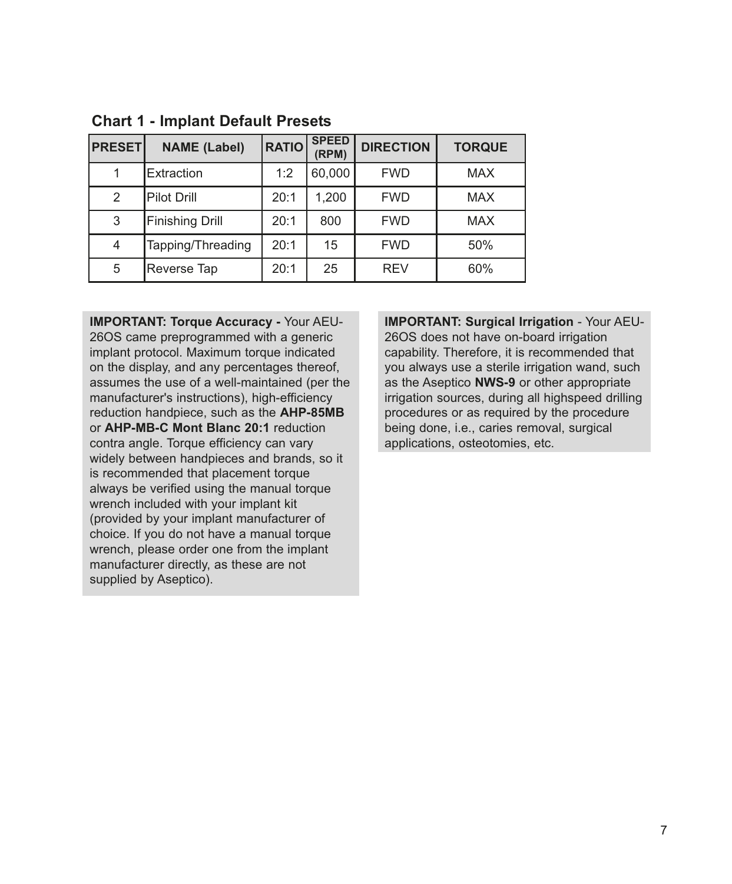## Chart 1 - Implant Default Presets

| PRESET | NAME (Label) | RATIO | SPEED (RPM) | DIRECTION | TORQUE |
|---|---|---|---|---|---|
| 1 | Extraction | 1:2 | 60,000 | FWD | MAX |
| 2 | Pilot Drill | 20:1 | 1,200 | FWD | MAX |
| 3 | Finishing Drill | 20:1 | 800 | FWD | MAX |
| 4 | Tapping/Threading | 20:1 | 15 | FWD | 50% |
| 5 | Reverse Tap | 20:1 | 25 | REV | 60% |

**IMPORTANT: Torque Accuracy -** Your AEU-26OS came preprogrammed with a generic implant protocol. Maximum torque indicated on the display, and any percentages thereof, assumes the use of a well-maintained (per the manufacturer's instructions), high-efficiency reduction handpiece, such as the **AHP-85MB** or **AHP-MB-C Mont Blanc 20:1** reduction contra angle. Torque efficiency can vary widely between handpieces and brands, so it is recommended that placement torque always be verified using the manual torque wrench included with your implant kit (provided by your implant manufacturer of choice. If you do not have a manual torque wrench, please order one from the implant manufacturer directly, as these are not supplied by Aseptico).

**IMPORTANT: Surgical Irrigation** - Your AEU-26OS does not have on-board irrigation capability. Therefore, it is recommended that you always use a sterile irrigation wand, such as the Aseptico **NWS-9** or other appropriate irrigation sources, during all highspeed drilling procedures or as required by the procedure being done, i.e., caries removal, surgical applications, osteotomies, etc.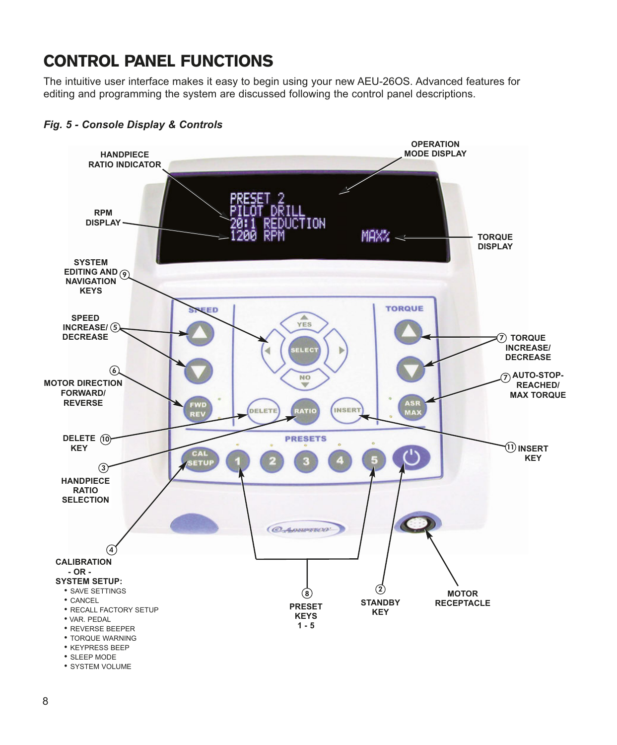# CONTROL PANEL FUNCTIONS

The intuitive user interface makes it easy to begin using your new AEU-26OS. Advanced features for editing and programming the system are discussed following the control panel descriptions.

*Fig. 5 - Console Display & Controls*

HANDPIECE RATIO INDICATOR

OPERATION MODE DISPLAY

RPM DISPLAY

TORQUE DISPLAY

PRESET 2
PILOT DRILL
20:1 REDUCTION
1200 RPM
MAX%

⑨ SYSTEM EDITING AND NAVIGATION KEYS

⑤ SPEED INCREASE/ DECREASE

⑥ MOTOR DIRECTION FORWARD/ REVERSE

⑦ TORQUE INCREASE/ DECREASE

⑦ AUTO-STOP-REACHED/ MAX TORQUE

⑩ DELETE KEY

⑪ INSERT KEY

③ HANDPIECE RATIO SELECTION

④ CALIBRATION - OR - SYSTEM SETUP:

- SAVE SETTINGS
- CANCEL
- RECALL FACTORY SETUP
- VAR. PEDAL
- REVERSE BEEPER
- TORQUE WARNING
- KEYPRESS BEEP
- SLEEP MODE
- SYSTEM VOLUME

⑧ PRESET KEYS 1 - 5

② STANDBY KEY

MOTOR RECEPTACLE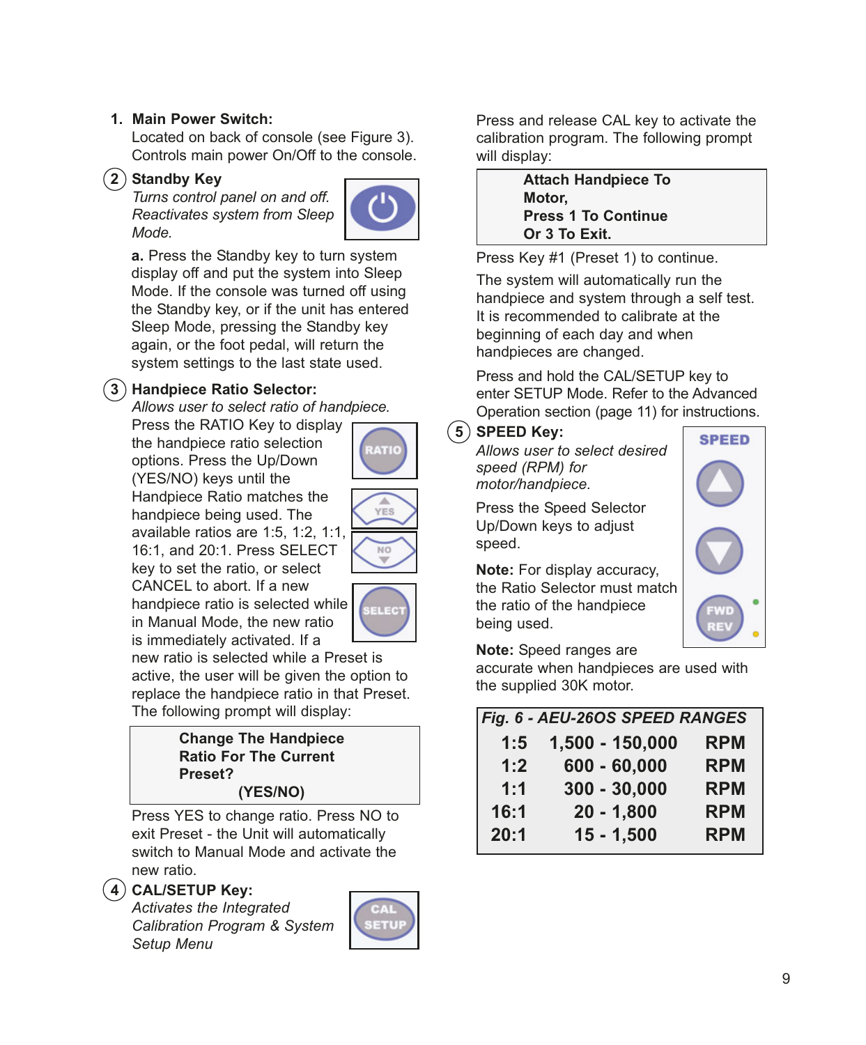1. **Main Power Switch:**
   Located on back of console (see Figure 3). Controls main power On/Off to the console.

2. **Standby Key**
   *Turns control panel on and off. Reactivates system from Sleep Mode.*

   **a.** Press the Standby key to turn system display off and put the system into Sleep Mode. If the console was turned off using the Standby key, or if the unit has entered Sleep Mode, pressing the Standby key again, or the foot pedal, will return the system settings to the last state used.

3. **Handpiece Ratio Selector:**
   *Allows user to select ratio of handpiece.*
   Press the RATIO Key to display the handpiece ratio selection options. Press the Up/Down (YES/NO) keys until the Handpiece Ratio matches the handpiece being used. The available ratios are 1:5, 1:2, 1:1, 16:1, and 20:1. Press SELECT key to set the ratio, or select CANCEL to abort. If a new handpiece ratio is selected while in Manual Mode, the new ratio is immediately activated. If a new ratio is selected while a Preset is active, the user will be given the option to replace the handpiece ratio in that Preset. The following prompt will display:

   > **Change The Handpiece Ratio For The Current Preset?**
   > **(YES/NO)**

   Press YES to change ratio. Press NO to exit Preset - the Unit will automatically switch to Manual Mode and activate the new ratio.

4. **CAL/SETUP Key:**
   *Activates the Integrated Calibration Program & System Setup Menu*

   Press and release CAL key to activate the calibration program. The following prompt will display:

   > **Attach Handpiece To Motor,**
   > **Press 1 To Continue**
   > **Or 3 To Exit.**

   Press Key #1 (Preset 1) to continue.

   The system will automatically run the handpiece and system through a self test. It is recommended to calibrate at the beginning of each day and when handpieces are changed.

   Press and hold the CAL/SETUP key to enter SETUP Mode. Refer to the Advanced Operation section (page 11) for instructions.

5. **SPEED Key:**
   *Allows user to select desired speed (RPM) for motor/handpiece.*

   Press the Speed Selector Up/Down keys to adjust speed.

   **Note:** For display accuracy, the Ratio Selector must match the ratio of the handpiece being used.

   **Note:** Speed ranges are accurate when handpieces are used with the supplied 30K motor.

**Fig. 6 - AEU-26OS SPEED RANGES**

| Ratio | Speed Range | Unit |
|---|---|---|
| 1:5 | 1,500 - 150,000 | RPM |
| 1:2 | 600 - 60,000 | RPM |
| 1:1 | 300 - 30,000 | RPM |
| 16:1 | 20 - 1,800 | RPM |
| 20:1 | 15 - 1,500 | RPM |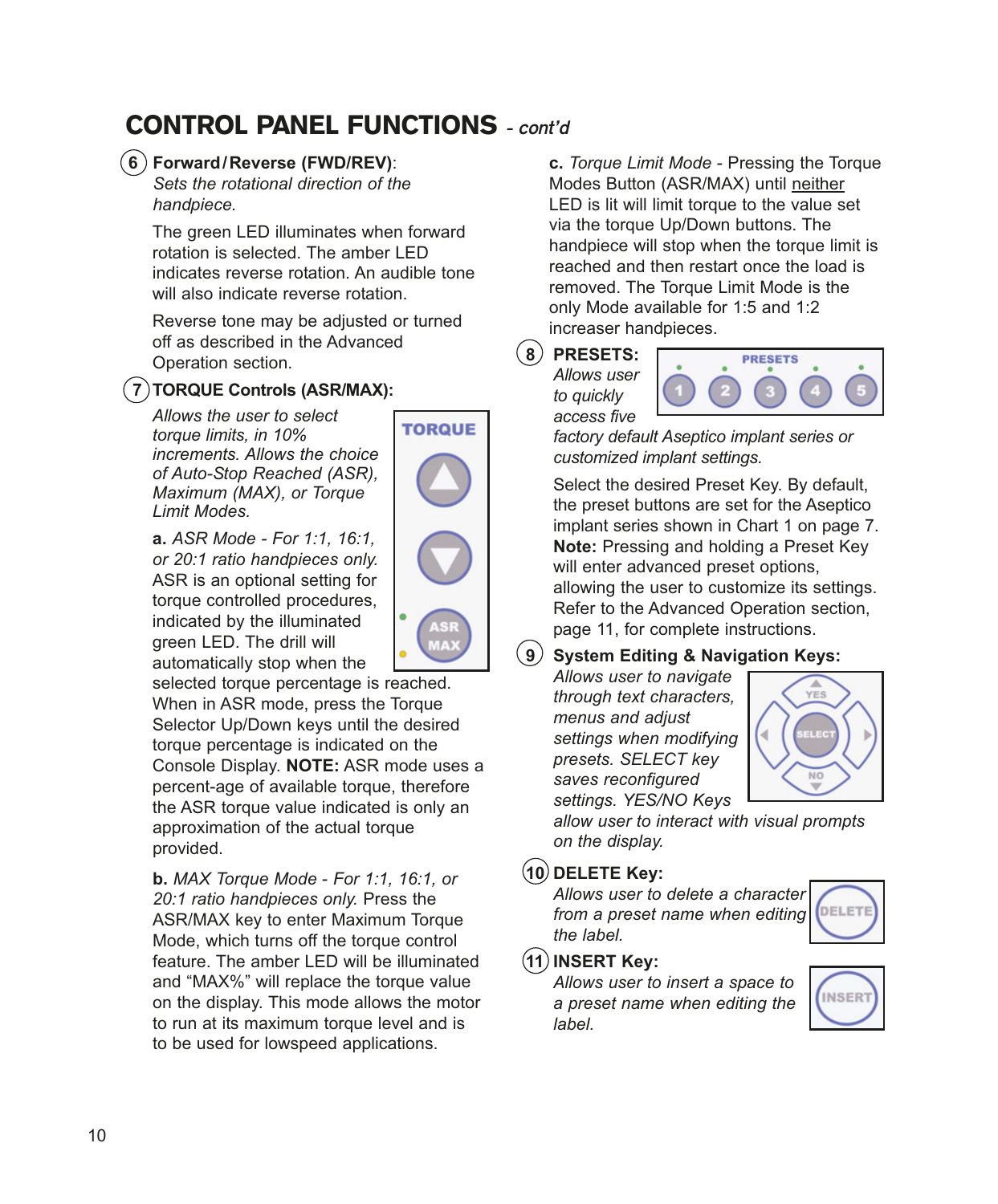# CONTROL PANEL FUNCTIONS - *cont'd*

**6 Forward/Reverse (FWD/REV)**: *Sets the rotational direction of the handpiece.*

The green LED illuminates when forward rotation is selected. The amber LED indicates reverse rotation. An audible tone will also indicate reverse rotation.

Reverse tone may be adjusted or turned off as described in the Advanced Operation section.

**7 TORQUE Controls (ASR/MAX):**

*Allows the user to select torque limits, in 10% increments. Allows the choice of Auto-Stop Reached (ASR), Maximum (MAX), or Torque Limit Modes.*

**a.** *ASR Mode - For 1:1, 16:1, or 20:1 ratio handpieces only.* ASR is an optional setting for torque controlled procedures, indicated by the illuminated green LED. The drill will automatically stop when the selected torque percentage is reached. When in ASR mode, press the Torque Selector Up/Down keys until the desired torque percentage is indicated on the Console Display. **NOTE:** ASR mode uses a percent-age of available torque, therefore the ASR torque value indicated is only an approximation of the actual torque provided.

**b.** *MAX Torque Mode - For 1:1, 16:1, or 20:1 ratio handpieces only.* Press the ASR/MAX key to enter Maximum Torque Mode, which turns off the torque control feature. The amber LED will be illuminated and "MAX%" will replace the torque value on the display. This mode allows the motor to run at its maximum torque level and is to be used for lowspeed applications.

**c.** *Torque Limit Mode* - Pressing the Torque Modes Button (ASR/MAX) until neither LED is lit will limit torque to the value set via the torque Up/Down buttons. The handpiece will stop when the torque limit is reached and then restart once the load is removed. The Torque Limit Mode is the only Mode available for 1:5 and 1:2 increaser handpieces.

**8 PRESETS:** *Allows user to quickly access five factory default Aseptico implant series or customized implant settings.*

Select the desired Preset Key. By default, the preset buttons are set for the Aseptico implant series shown in Chart 1 on page 7. **Note:** Pressing and holding a Preset Key will enter advanced preset options, allowing the user to customize its settings. Refer to the Advanced Operation section, page 11, for complete instructions.

**9 System Editing & Navigation Keys:** *Allows user to navigate through text characters, menus and adjust settings when modifying presets. SELECT key saves reconfigured settings. YES/NO Keys allow user to interact with visual prompts on the display.*

**10 DELETE Key:** *Allows user to delete a character from a preset name when editing the label.*

**11 INSERT Key:** *Allows user to insert a space to a preset name when editing the label.*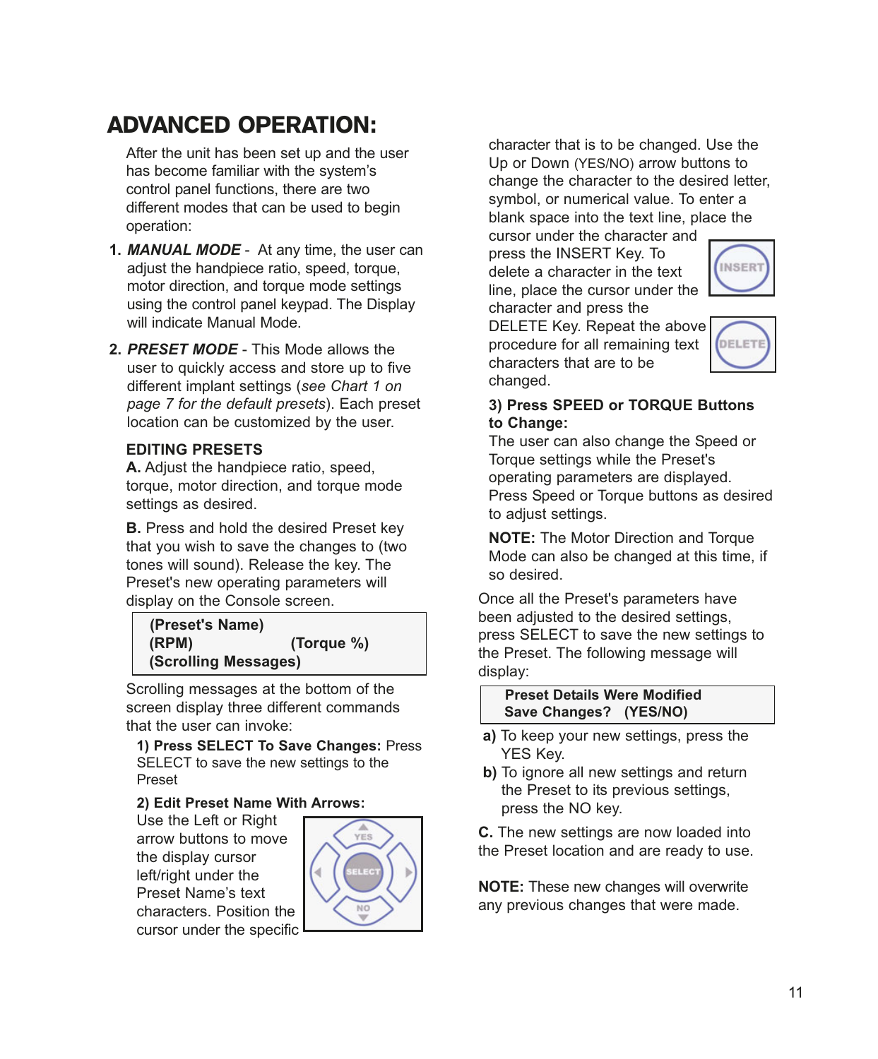# ADVANCED OPERATION:

After the unit has been set up and the user has become familiar with the system's control panel functions, there are two different modes that can be used to begin operation:

1. ***MANUAL MODE*** - At any time, the user can adjust the handpiece ratio, speed, torque, motor direction, and torque mode settings using the control panel keypad. The Display will indicate Manual Mode.

2. ***PRESET MODE*** - This Mode allows the user to quickly access and store up to five different implant settings (*see Chart 1 on page 7 for the default presets*). Each preset location can be customized by the user.

**EDITING PRESETS**

**A.** Adjust the handpiece ratio, speed, torque, motor direction, and torque mode settings as desired.

**B.** Press and hold the desired Preset key that you wish to save the changes to (two tones will sound). Release the key. The Preset's new operating parameters will display on the Console screen.

```
(Preset's Name)
(RPM)                (Torque %)
(Scrolling Messages)
```

Scrolling messages at the bottom of the screen display three different commands that the user can invoke:

**1) Press SELECT To Save Changes:** Press SELECT to save the new settings to the Preset

**2) Edit Preset Name With Arrows:**
Use the Left or Right arrow buttons to move the display cursor left/right under the Preset Name's text characters. Position the cursor under the specific character that is to be changed. Use the Up or Down (YES/NO) arrow buttons to change the character to the desired letter, symbol, or numerical value. To enter a blank space into the text line, place the cursor under the character and press the INSERT Key. To delete a character in the text line, place the cursor under the character and press the DELETE Key. Repeat the above procedure for all remaining text characters that are to be changed.

**3) Press SPEED or TORQUE Buttons to Change:**
The user can also change the Speed or Torque settings while the Preset's operating parameters are displayed. Press Speed or Torque buttons as desired to adjust settings.

**NOTE:** The Motor Direction and Torque Mode can also be changed at this time, if so desired.

Once all the Preset's parameters have been adjusted to the desired settings, press SELECT to save the new settings to the Preset. The following message will display:

```
Preset Details Were Modified
Save Changes?   (YES/NO)
```

**a)** To keep your new settings, press the YES Key.

**b)** To ignore all new settings and return the Preset to its previous settings, press the NO key.

**C.** The new settings are now loaded into the Preset location and are ready to use.

**NOTE:** These new changes will overwrite any previous changes that were made.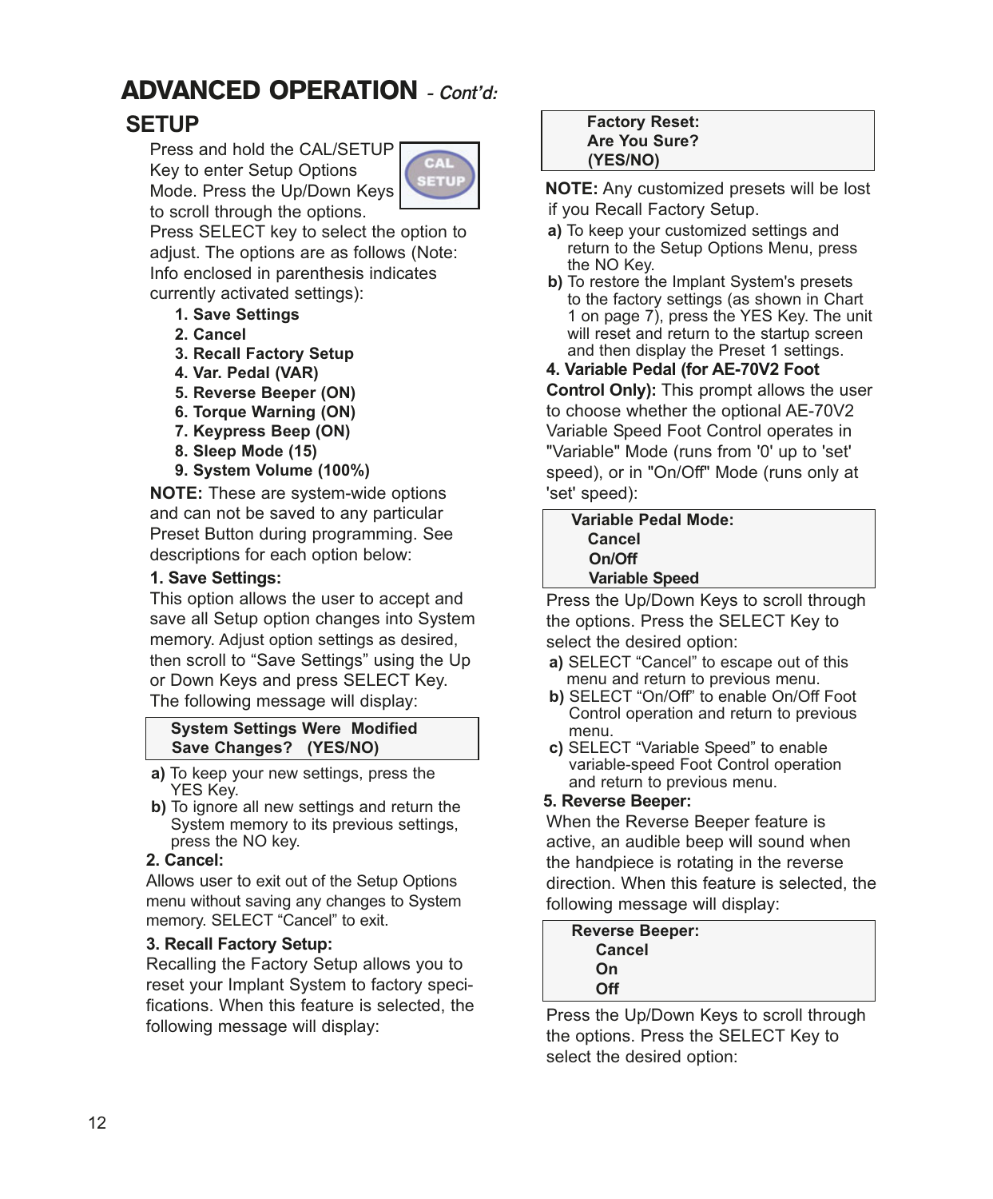# ADVANCED OPERATION *- Cont'd:*

## SETUP

Press and hold the CAL/SETUP Key to enter Setup Options Mode. Press the Up/Down Keys to scroll through the options. Press SELECT key to select the option to adjust. The options are as follows (Note: Info enclosed in parenthesis indicates currently activated settings):

1. **Save Settings**
2. **Cancel**
3. **Recall Factory Setup**
4. **Var. Pedal (VAR)**
5. **Reverse Beeper (ON)**
6. **Torque Warning (ON)**
7. **Keypress Beep (ON)**
8. **Sleep Mode (15)**
9. **System Volume (100%)**

**NOTE:** These are system-wide options and can not be saved to any particular Preset Button during programming. See descriptions for each option below:

**1. Save Settings:**

This option allows the user to accept and save all Setup option changes into System memory. Adjust option settings as desired, then scroll to "Save Settings" using the Up or Down Keys and press SELECT Key. The following message will display:

> **System Settings Were Modified**
> **Save Changes? (YES/NO)**

**a)** To keep your new settings, press the YES Key.

**b)** To ignore all new settings and return the System memory to its previous settings, press the NO key.

**2. Cancel:**

Allows user to exit out of the Setup Options menu without saving any changes to System memory. SELECT "Cancel" to exit.

**3. Recall Factory Setup:**

Recalling the Factory Setup allows you to reset your Implant System to factory specifications. When this feature is selected, the following message will display:

> **Factory Reset:**
> **Are You Sure?**
> **(YES/NO)**

**NOTE:** Any customized presets will be lost if you Recall Factory Setup.

**a)** To keep your customized settings and return to the Setup Options Menu, press the NO Key.

**b)** To restore the Implant System's presets to the factory settings (as shown in Chart 1 on page 7), press the YES Key. The unit will reset and return to the startup screen and then display the Preset 1 settings.

**4. Variable Pedal (for AE-70V2 Foot Control Only):** This prompt allows the user to choose whether the optional AE-70V2 Variable Speed Foot Control operates in "Variable" Mode (runs from '0' up to 'set' speed), or in "On/Off" Mode (runs only at 'set' speed):

> **Variable Pedal Mode:**
> **Cancel**
> **On/Off**
> **Variable Speed**

Press the Up/Down Keys to scroll through the options. Press the SELECT Key to select the desired option:

**a)** SELECT "Cancel" to escape out of this menu and return to previous menu.

**b)** SELECT "On/Off" to enable On/Off Foot Control operation and return to previous menu.

**c)** SELECT "Variable Speed" to enable variable-speed Foot Control operation and return to previous menu.

**5. Reverse Beeper:**

When the Reverse Beeper feature is active, an audible beep will sound when the handpiece is rotating in the reverse direction. When this feature is selected, the following message will display:

> **Reverse Beeper:**
> **Cancel**
> **On**
> **Off**

Press the Up/Down Keys to scroll through the options. Press the SELECT Key to select the desired option: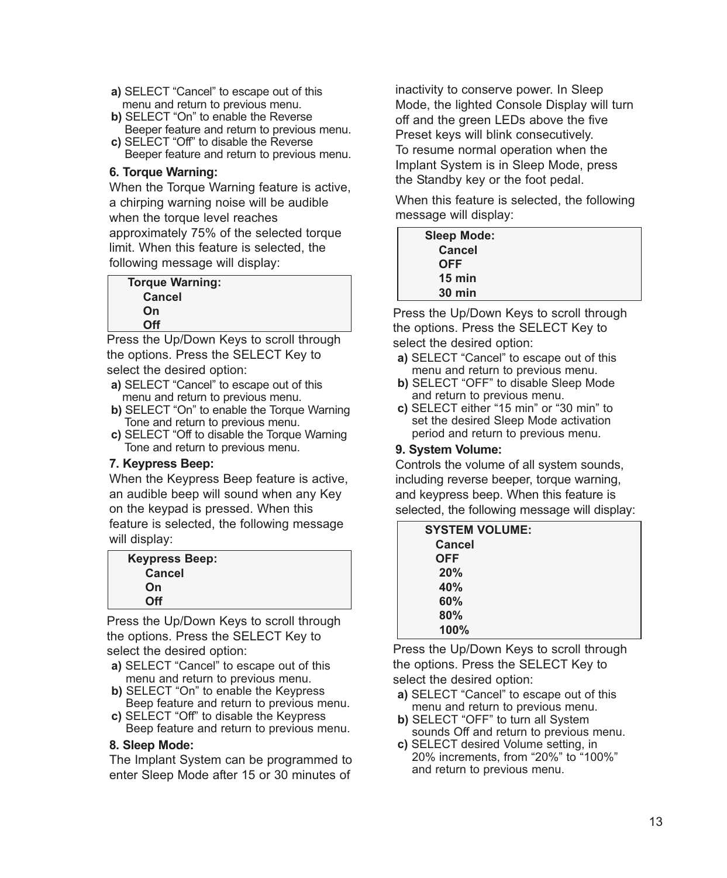**a)** SELECT "Cancel" to escape out of this menu and return to previous menu.
**b)** SELECT "On" to enable the Reverse Beeper feature and return to previous menu.
**c)** SELECT "Off" to disable the Reverse Beeper feature and return to previous menu.

### 6. Torque Warning:

When the Torque Warning feature is active, a chirping warning noise will be audible when the torque level reaches approximately 75% of the selected torque limit. When this feature is selected, the following message will display:

```
Torque Warning:
    Cancel
    On
    Off
```

Press the Up/Down Keys to scroll through the options. Press the SELECT Key to select the desired option:

**a)** SELECT "Cancel" to escape out of this menu and return to previous menu.
**b)** SELECT "On" to enable the Torque Warning Tone and return to previous menu.
**c)** SELECT "Off to disable the Torque Warning Tone and return to previous menu.

### 7. Keypress Beep:

When the Keypress Beep feature is active, an audible beep will sound when any Key on the keypad is pressed. When this feature is selected, the following message will display:

```
Keypress Beep:
    Cancel
    On
    Off
```

Press the Up/Down Keys to scroll through the options. Press the SELECT Key to select the desired option:

**a)** SELECT "Cancel" to escape out of this menu and return to previous menu.
**b)** SELECT "On" to enable the Keypress Beep feature and return to previous menu.
**c)** SELECT "Off" to disable the Keypress Beep feature and return to previous menu.

### 8. Sleep Mode:

The Implant System can be programmed to enter Sleep Mode after 15 or 30 minutes of inactivity to conserve power. In Sleep Mode, the lighted Console Display will turn off and the green LEDs above the five Preset keys will blink consecutively.
To resume normal operation when the Implant System is in Sleep Mode, press the Standby key or the foot pedal.

When this feature is selected, the following message will display:

```
Sleep Mode:
    Cancel
    OFF
    15 min
    30 min
```

Press the Up/Down Keys to scroll through the options. Press the SELECT Key to select the desired option:

**a)** SELECT "Cancel" to escape out of this menu and return to previous menu.
**b)** SELECT "OFF" to disable Sleep Mode and return to previous menu.
**c)** SELECT either "15 min" or "30 min" to set the desired Sleep Mode activation period and return to previous menu.

### 9. System Volume:

Controls the volume of all system sounds, including reverse beeper, torque warning, and keypress beep. When this feature is selected, the following message will display:

```
SYSTEM VOLUME:
    Cancel
    OFF
    20%
    40%
    60%
    80%
    100%
```

Press the Up/Down Keys to scroll through the options. Press the SELECT Key to select the desired option:

**a)** SELECT "Cancel" to escape out of this menu and return to previous menu.
**b)** SELECT "OFF" to turn all System sounds Off and return to previous menu.
**c)** SELECT desired Volume setting, in 20% increments, from "20%" to "100%" and return to previous menu.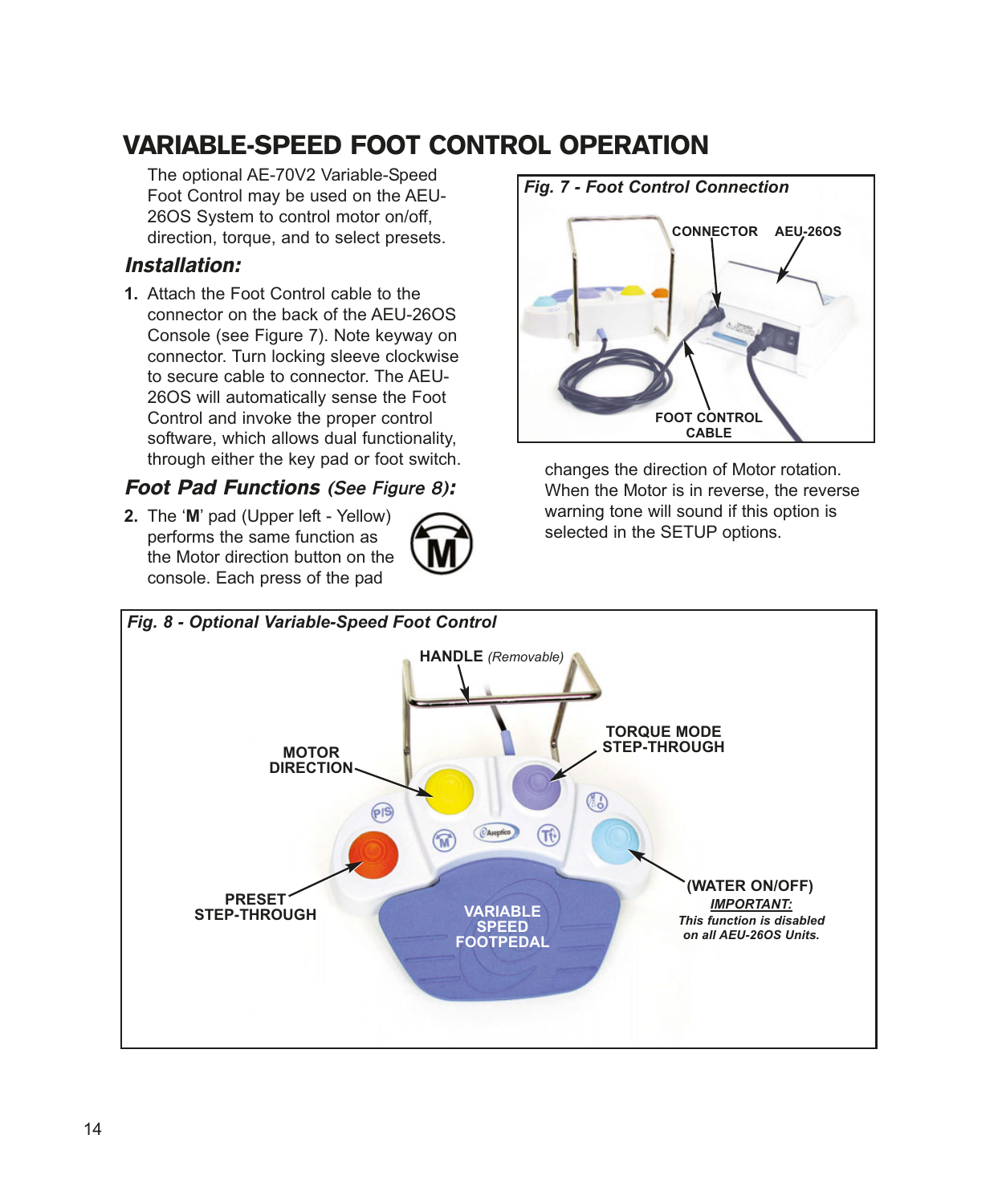# VARIABLE-SPEED FOOT CONTROL OPERATION

The optional AE-70V2 Variable-Speed Foot Control may be used on the AEU-26OS System to control motor on/off, direction, torque, and to select presets.

## *Installation:*

1. Attach the Foot Control cable to the connector on the back of the AEU-26OS Console (see Figure 7). Note keyway on connector. Turn locking sleeve clockwise to secure cable to connector. The AEU-26OS will automatically sense the Foot Control and invoke the proper control software, which allows dual functionality, through either the key pad or foot switch.

*Fig. 7 - Foot Control Connection*

CONNECTOR   AEU-26OS

FOOT CONTROL CABLE

## *Foot Pad Functions (See Figure 8):*

2. The '**M**' pad (Upper left - Yellow) performs the same function as the Motor direction button on the console. Each press of the pad changes the direction of Motor rotation. When the Motor is in reverse, the reverse warning tone will sound if this option is selected in the SETUP options.

*Fig. 8 - Optional Variable-Speed Foot Control*

**HANDLE** *(Removable)*

**MOTOR DIRECTION**

**TORQUE MODE STEP-THROUGH**

**PRESET STEP-THROUGH**

**VARIABLE SPEED FOOTPEDAL**

**(WATER ON/OFF)**
***IMPORTANT:***
***This function is disabled on all AEU-26OS Units.***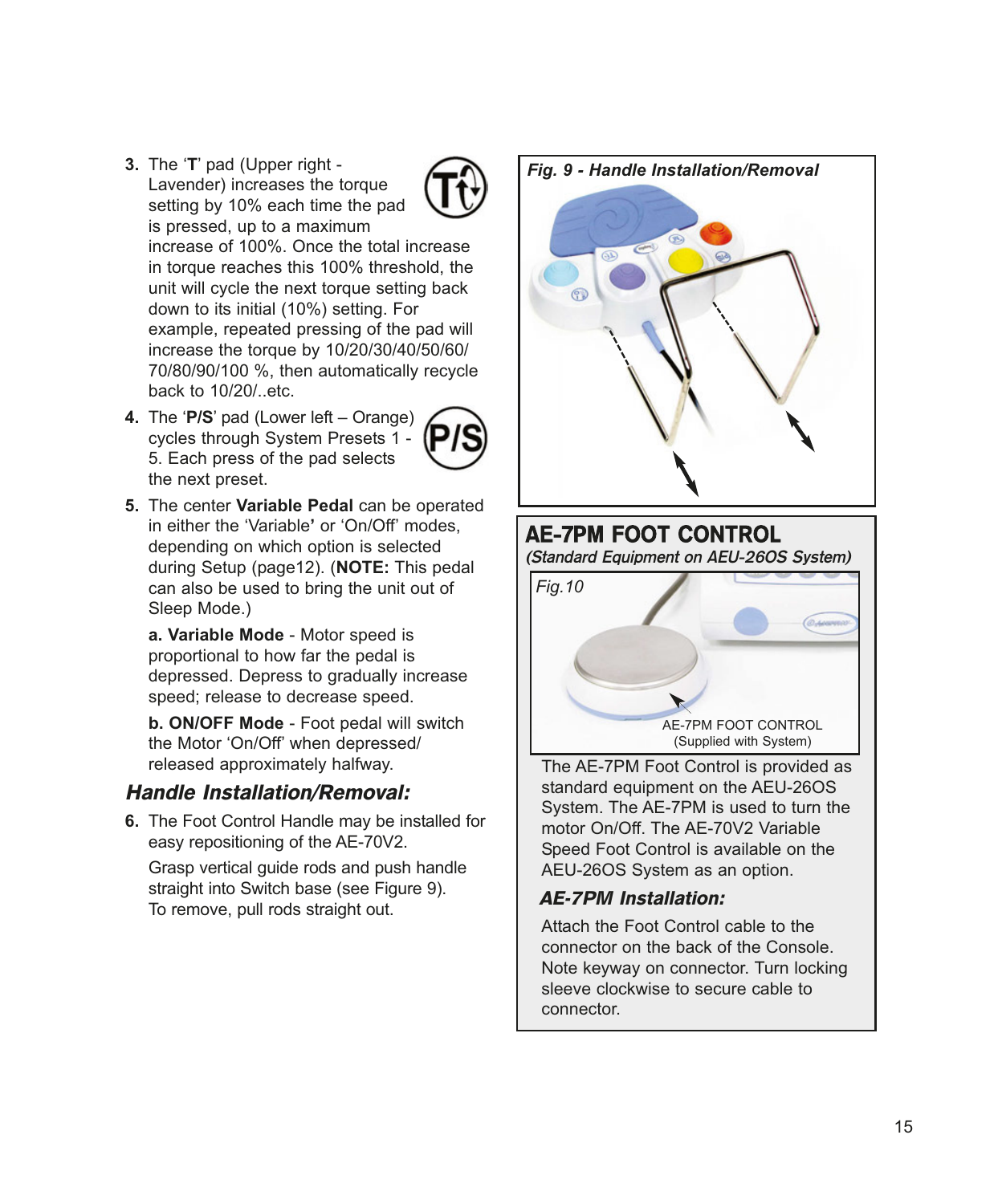3. The '**T**' pad (Upper right - Lavender) increases the torque setting by 10% each time the pad is pressed, up to a maximum increase of 100%. Once the total increase in torque reaches this 100% threshold, the unit will cycle the next torque setting back down to its initial (10%) setting. For example, repeated pressing of the pad will increase the torque by 10/20/30/40/50/60/70/80/90/100 %, then automatically recycle back to 10/20/..etc.

4. The '**P/S**' pad (Lower left – Orange) cycles through System Presets 1 - 5. Each press of the pad selects the next preset.

5. The center **Variable Pedal** can be operated in either the 'Variable**'** or 'On/Off' modes, depending on which option is selected during Setup (page12). (**NOTE:** This pedal can also be used to bring the unit out of Sleep Mode.)

   **a. Variable Mode** - Motor speed is proportional to how far the pedal is depressed. Depress to gradually increase speed; release to decrease speed.

   **b. ON/OFF Mode** - Foot pedal will switch the Motor 'On/Off' when depressed/released approximately halfway.

### *Handle Installation/Removal:*

6. The Foot Control Handle may be installed for easy repositioning of the AE-70V2.

   Grasp vertical guide rods and push handle straight into Switch base (see Figure 9). To remove, pull rods straight out.

***Fig. 9 - Handle Installation/Removal***

## AE-7PM FOOT CONTROL

***(Standard Equipment on AEU-26OS System)***

*Fig.10*

AE-7PM FOOT CONTROL
(Supplied with System)

The AE-7PM Foot Control is provided as standard equipment on the AEU-26OS System. The AE-7PM is used to turn the motor On/Off. The AE-70V2 Variable Speed Foot Control is available on the AEU-26OS System as an option.

### *AE-7PM Installation:*

Attach the Foot Control cable to the connector on the back of the Console. Note keyway on connector. Turn locking sleeve clockwise to secure cable to connector.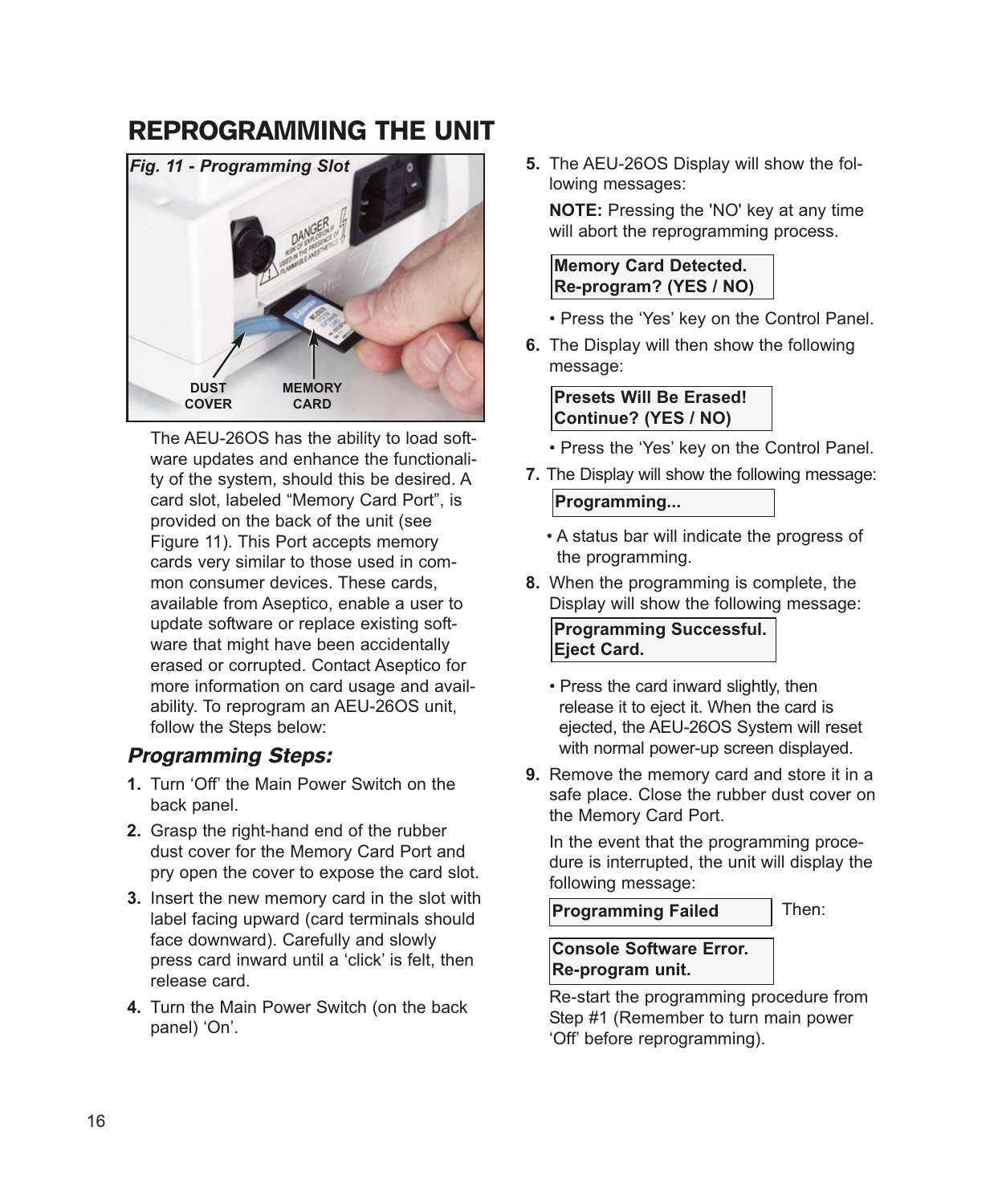# REPROGRAMMING THE UNIT

*Fig. 11 - Programming Slot*

DUST COVER

MEMORY CARD

The AEU-26OS has the ability to load software updates and enhance the functionality of the system, should this be desired. A card slot, labeled "Memory Card Port", is provided on the back of the unit (see Figure 11). This Port accepts memory cards very similar to those used in common consumer devices. These cards, available from Aseptico, enable a user to update software or replace existing software that might have been accidentally erased or corrupted. Contact Aseptico for more information on card usage and availability. To reprogram an AEU-26OS unit, follow the Steps below:

## *Programming Steps:*

1. Turn 'Off' the Main Power Switch on the back panel.
2. Grasp the right-hand end of the rubber dust cover for the Memory Card Port and pry open the cover to expose the card slot.
3. Insert the new memory card in the slot with label facing upward (card terminals should face downward). Carefully and slowly press card inward until a 'click' is felt, then release card.
4. Turn the Main Power Switch (on the back panel) 'On'.
5. The AEU-26OS Display will show the following messages:

   **NOTE:** Pressing the 'NO' key at any time will abort the reprogramming process.

   **Memory Card Detected.**
   **Re-program? (YES / NO)**

   • Press the 'Yes' key on the Control Panel.
6. The Display will then show the following message:

   **Presets Will Be Erased!**
   **Continue? (YES / NO)**

   • Press the 'Yes' key on the Control Panel.
7. The Display will show the following message:

   **Programming...**

   • A status bar will indicate the progress of the programming.
8. When the programming is complete, the Display will show the following message:

   **Programming Successful.**
   **Eject Card.**

   • Press the card inward slightly, then release it to eject it. When the card is ejected, the AEU-26OS System will reset with normal power-up screen displayed.
9. Remove the memory card and store it in a safe place. Close the rubber dust cover on the Memory Card Port.

   In the event that the programming procedure is interrupted, the unit will display the following message:

   **Programming Failed** Then:

   **Console Software Error.**
   **Re-program unit.**

   Re-start the programming procedure from Step #1 (Remember to turn main power 'Off' before reprogramming).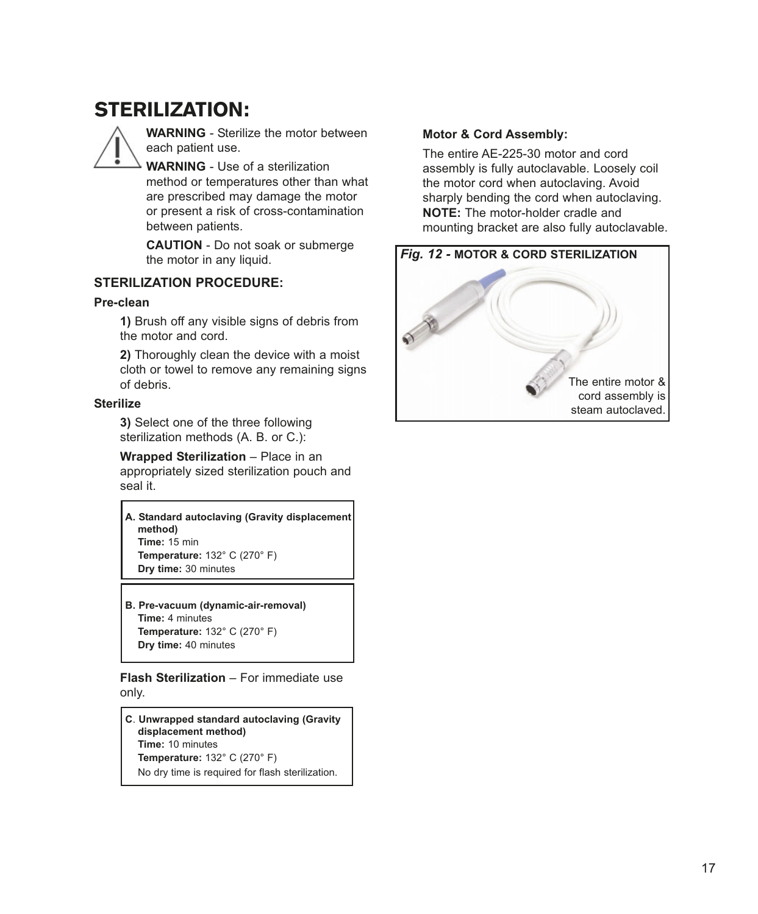# STERILIZATION:

**WARNING** - Sterilize the motor between each patient use.

**WARNING** - Use of a sterilization method or temperatures other than what are prescribed may damage the motor or present a risk of cross-contamination between patients.

**CAUTION** - Do not soak or submerge the motor in any liquid.

### STERILIZATION PROCEDURE:

**Pre-clean**

**1)** Brush off any visible signs of debris from the motor and cord.

**2)** Thoroughly clean the device with a moist cloth or towel to remove any remaining signs of debris.

**Sterilize**

**3)** Select one of the three following sterilization methods (A. B. or C.):

**Wrapped Sterilization** – Place in an appropriately sized sterilization pouch and seal it.

**A. Standard autoclaving (Gravity displacement method)**
**Time:** 15 min
**Temperature:** 132° C (270° F)
**Dry time:** 30 minutes

**B. Pre-vacuum (dynamic-air-removal)**
**Time:** 4 minutes
**Temperature:** 132° C (270° F)
**Dry time:** 40 minutes

**Flash Sterilization** – For immediate use only.

**C. Unwrapped standard autoclaving (Gravity displacement method)**
**Time:** 10 minutes
**Temperature:** 132° C (270° F)
No dry time is required for flash sterilization.

**Motor & Cord Assembly:**

The entire AE-225-30 motor and cord assembly is fully autoclavable. Loosely coil the motor cord when autoclaving. Avoid sharply bending the cord when autoclaving. **NOTE:** The motor-holder cradle and mounting bracket are also fully autoclavable.

***Fig. 12 -*** **MOTOR & CORD STERILIZATION**

The entire motor & cord assembly is steam autoclaved.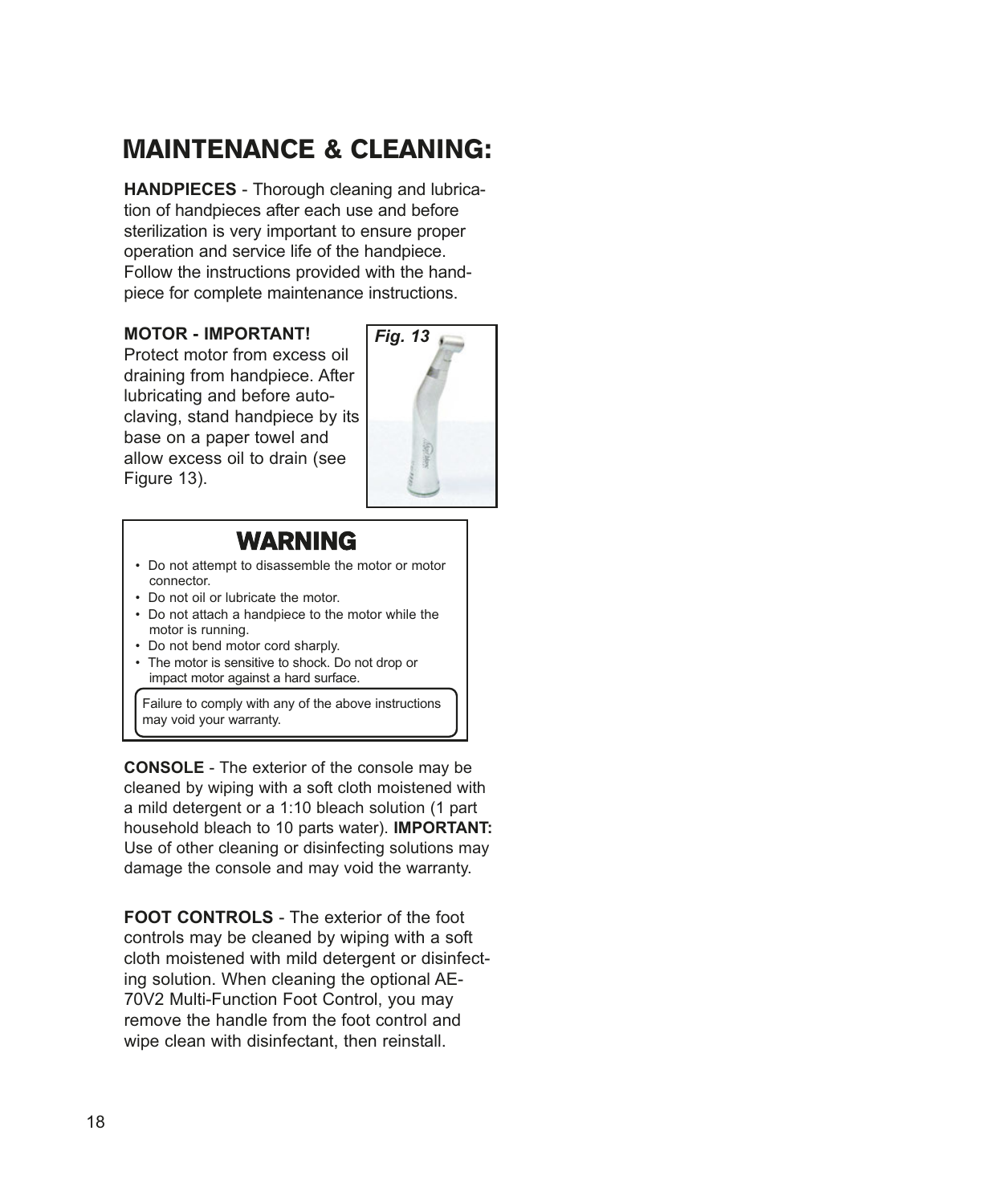# MAINTENANCE & CLEANING:

**HANDPIECES** - Thorough cleaning and lubrication of handpieces after each use and before sterilization is very important to ensure proper operation and service life of the handpiece. Follow the instructions provided with the handpiece for complete maintenance instructions.

**MOTOR - IMPORTANT!**
Protect motor from excess oil draining from handpiece. After lubricating and before autoclaving, stand handpiece by its base on a paper towel and allow excess oil to drain (see Figure 13).

***Fig. 13***

## WARNING

- Do not attempt to disassemble the motor or motor connector.
- Do not oil or lubricate the motor.
- Do not attach a handpiece to the motor while the motor is running.
- Do not bend motor cord sharply.
- The motor is sensitive to shock. Do not drop or impact motor against a hard surface.

Failure to comply with any of the above instructions may void your warranty.

**CONSOLE** - The exterior of the console may be cleaned by wiping with a soft cloth moistened with a mild detergent or a 1:10 bleach solution (1 part household bleach to 10 parts water). **IMPORTANT:** Use of other cleaning or disinfecting solutions may damage the console and may void the warranty.

**FOOT CONTROLS** - The exterior of the foot controls may be cleaned by wiping with a soft cloth moistened with mild detergent or disinfecting solution. When cleaning the optional AE-70V2 Multi-Function Foot Control, you may remove the handle from the foot control and wipe clean with disinfectant, then reinstall.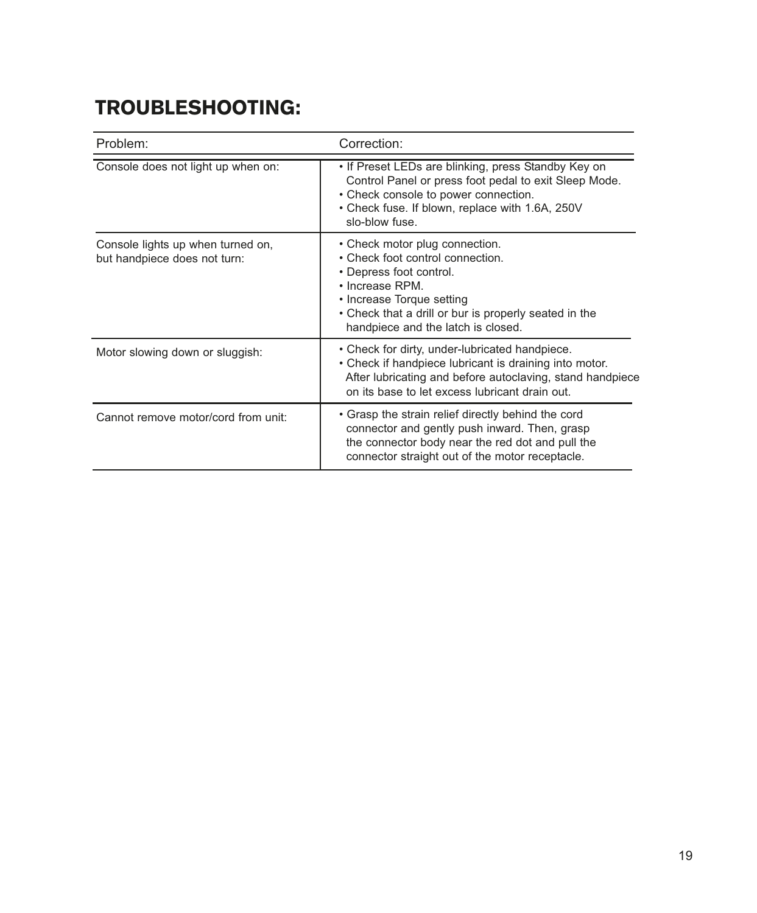# TROUBLESHOOTING:

| Problem: | Correction: |
| --- | --- |
| Console does not light up when on: | • If Preset LEDs are blinking, press Standby Key on Control Panel or press foot pedal to exit Sleep Mode.<br>• Check console to power connection.<br>• Check fuse. If blown, replace with 1.6A, 250V slo-blow fuse. |
| Console lights up when turned on, but handpiece does not turn: | • Check motor plug connection.<br>• Check foot control connection.<br>• Depress foot control.<br>• Increase RPM.<br>• Increase Torque setting<br>• Check that a drill or bur is properly seated in the handpiece and the latch is closed. |
| Motor slowing down or sluggish: | • Check for dirty, under-lubricated handpiece.<br>• Check if handpiece lubricant is draining into motor. After lubricating and before autoclaving, stand handpiece on its base to let excess lubricant drain out. |
| Cannot remove motor/cord from unit: | • Grasp the strain relief directly behind the cord connector and gently push inward. Then, grasp the connector body near the red dot and pull the connector straight out of the motor receptacle. |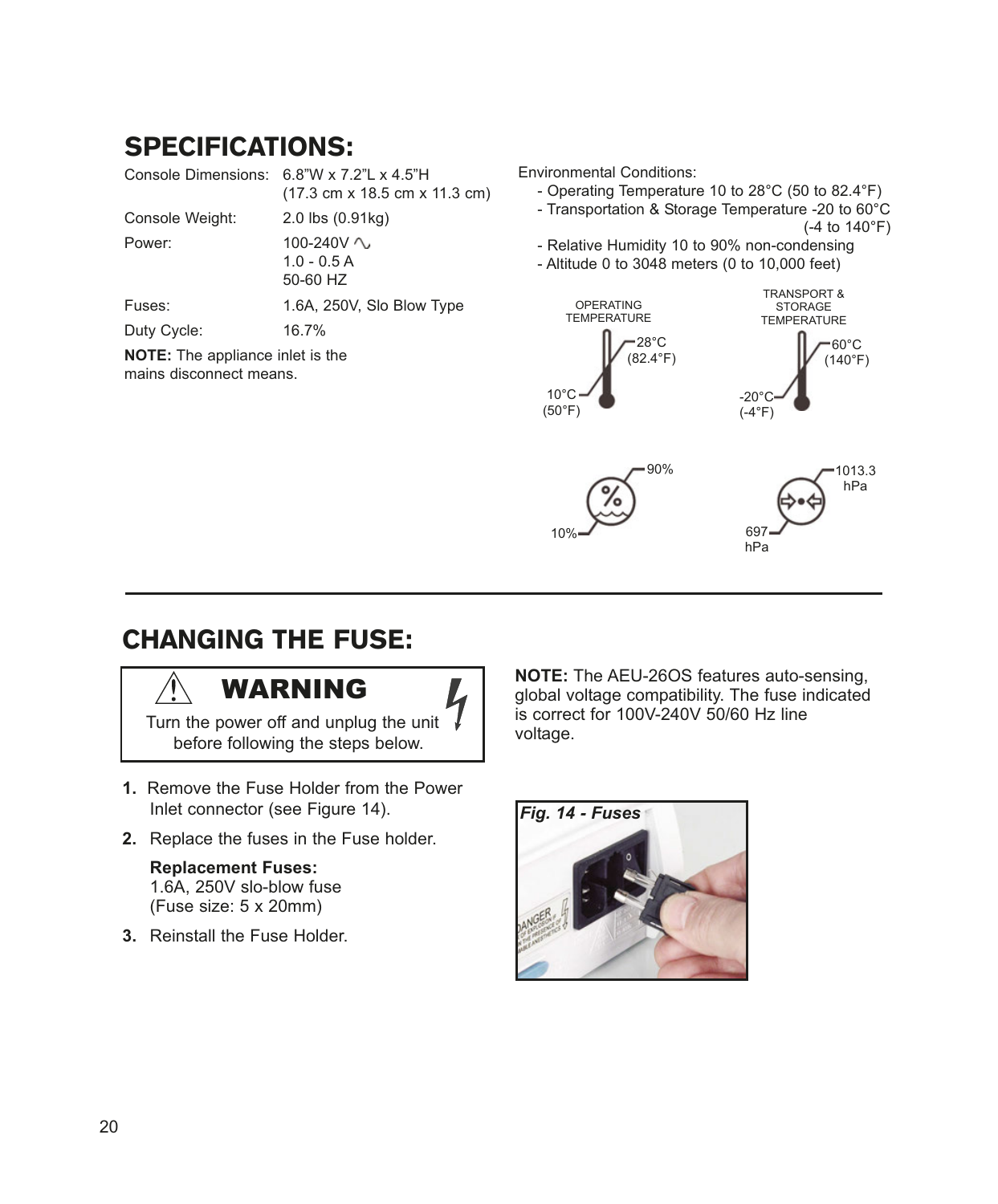## SPECIFICATIONS:

| | |
|---|---|
| Console Dimensions: | 6.8"W x 7.2"L x 4.5"H (17.3 cm x 18.5 cm x 11.3 cm) |
| Console Weight: | 2.0 lbs (0.91kg) |
| Power: | 100-240V ∿ 1.0 - 0.5 A 50-60 HZ |
| Fuses: | 1.6A, 250V, Slo Blow Type |
| Duty Cycle: | 16.7% |

**NOTE:** The appliance inlet is the mains disconnect means.

Environmental Conditions:

- Operating Temperature 10 to 28°C (50 to 82.4°F)
- Transportation & Storage Temperature -20 to 60°C (-4 to 140°F)
- Relative Humidity 10 to 90% non-condensing
- Altitude 0 to 3048 meters (0 to 10,000 feet)

OPERATING TEMPERATURE: 10°C (50°F) – 28°C (82.4°F)

TRANSPORT & STORAGE TEMPERATURE: -20°C (-4°F) – 60°C (140°F)

10% – 90%

697 hPa – 1013.3 hPa

## CHANGING THE FUSE:

> ⚠ **WARNING**
>
> Turn the power off and unplug the unit before following the steps below.

1. Remove the Fuse Holder from the Power Inlet connector (see Figure 14).
2. Replace the fuses in the Fuse holder.

   **Replacement Fuses:**
   1.6A, 250V slo-blow fuse
   (Fuse size: 5 x 20mm)

3. Reinstall the Fuse Holder.

**NOTE:** The AEU-26OS features auto-sensing, global voltage compatibility. The fuse indicated is correct for 100V-240V 50/60 Hz line voltage.

*Fig. 14 - Fuses*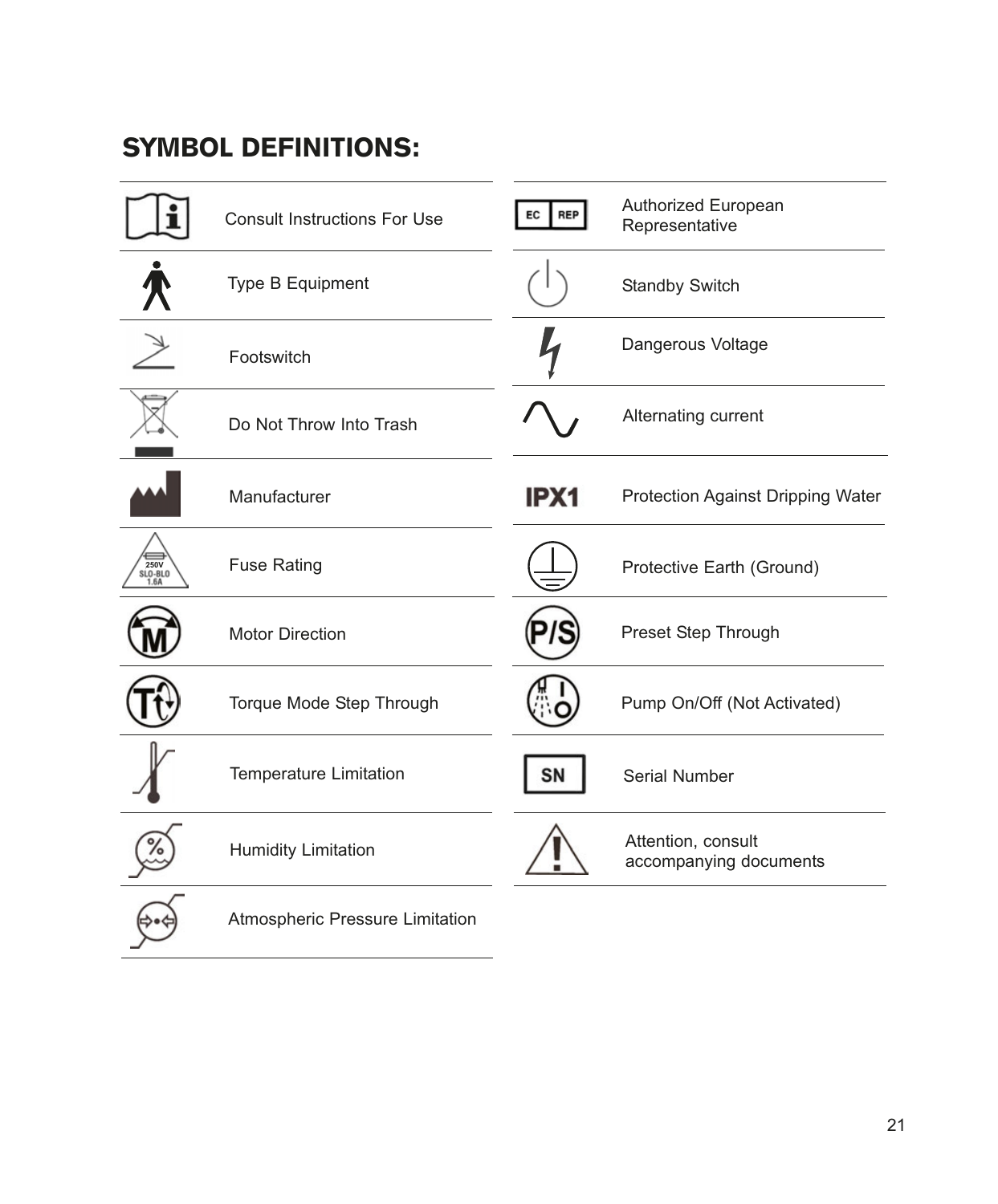## SYMBOL DEFINITIONS:

| Symbol | Definition |
|---|---|
|  | Consult Instructions For Use |
|  | Type B Equipment |
|  | Footswitch |
|  | Do Not Throw Into Trash |
|  | Manufacturer |
| 250V SLO-BLO 1.6A | Fuse Rating |
| M | Motor Direction |
| T | Torque Mode Step Through |
|  | Temperature Limitation |
| % | Humidity Limitation |
|  | Atmospheric Pressure Limitation |
| EC REP | Authorized European Representative |
|  | Standby Switch |
|  | Dangerous Voltage |
|  | Alternating current |
| IPX1 | Protection Against Dripping Water |
|  | Protective Earth (Ground) |
| P/S | Preset Step Through |
|  | Pump On/Off (Not Activated) |
| SN | Serial Number |
| ! | Attention, consult accompanying documents |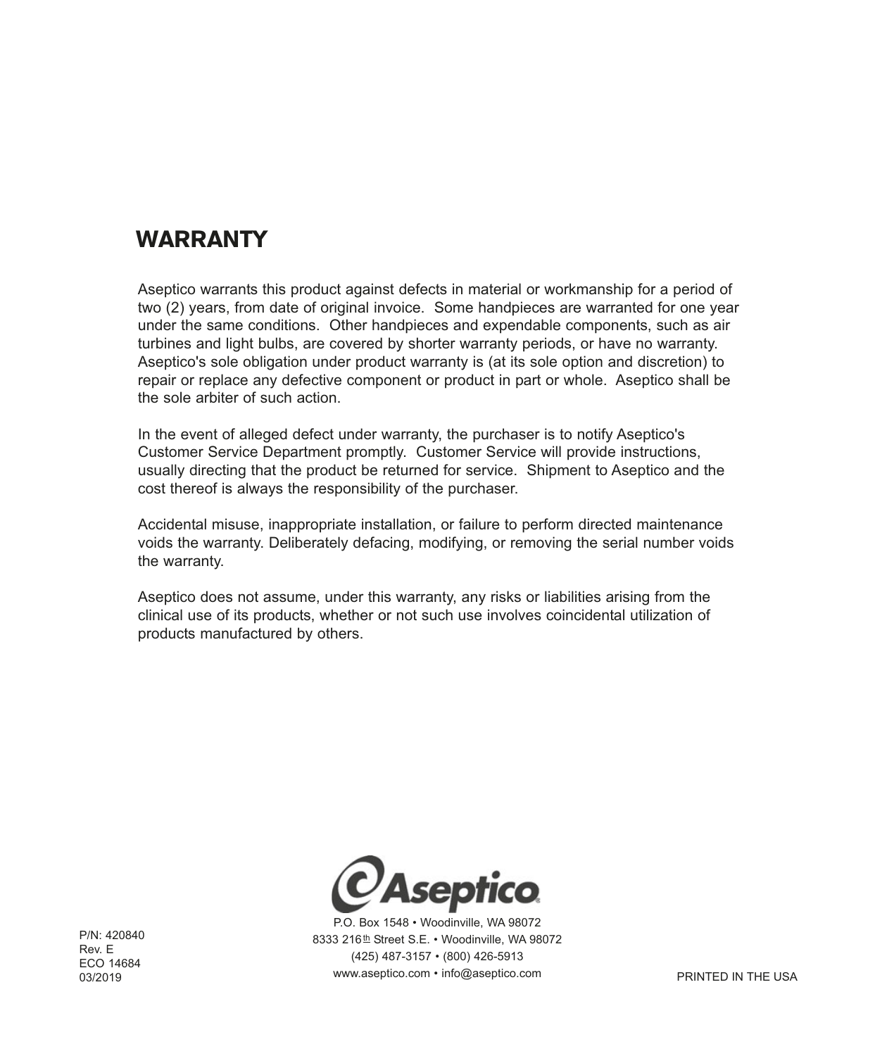## WARRANTY

Aseptico warrants this product against defects in material or workmanship for a period of two (2) years, from date of original invoice. Some handpieces are warranted for one year under the same conditions. Other handpieces and expendable components, such as air turbines and light bulbs, are covered by shorter warranty periods, or have no warranty. Aseptico's sole obligation under product warranty is (at its sole option and discretion) to repair or replace any defective component or product in part or whole. Aseptico shall be the sole arbiter of such action.

In the event of alleged defect under warranty, the purchaser is to notify Aseptico's Customer Service Department promptly. Customer Service will provide instructions, usually directing that the product be returned for service. Shipment to Aseptico and the cost thereof is always the responsibility of the purchaser.

Accidental misuse, inappropriate installation, or failure to perform directed maintenance voids the warranty. Deliberately defacing, modifying, or removing the serial number voids the warranty.

Aseptico does not assume, under this warranty, any risks or liabilities arising from the clinical use of its products, whether or not such use involves coincidental utilization of products manufactured by others.

Aseptico

P.O. Box 1548 • Woodinville, WA 98072
8333 216th Street S.E. • Woodinville, WA 98072
(425) 487-3157 • (800) 426-5913
www.aseptico.com • info@aseptico.com

P/N: 420840
Rev. E
ECO 14684
03/2019

PRINTED IN THE USA